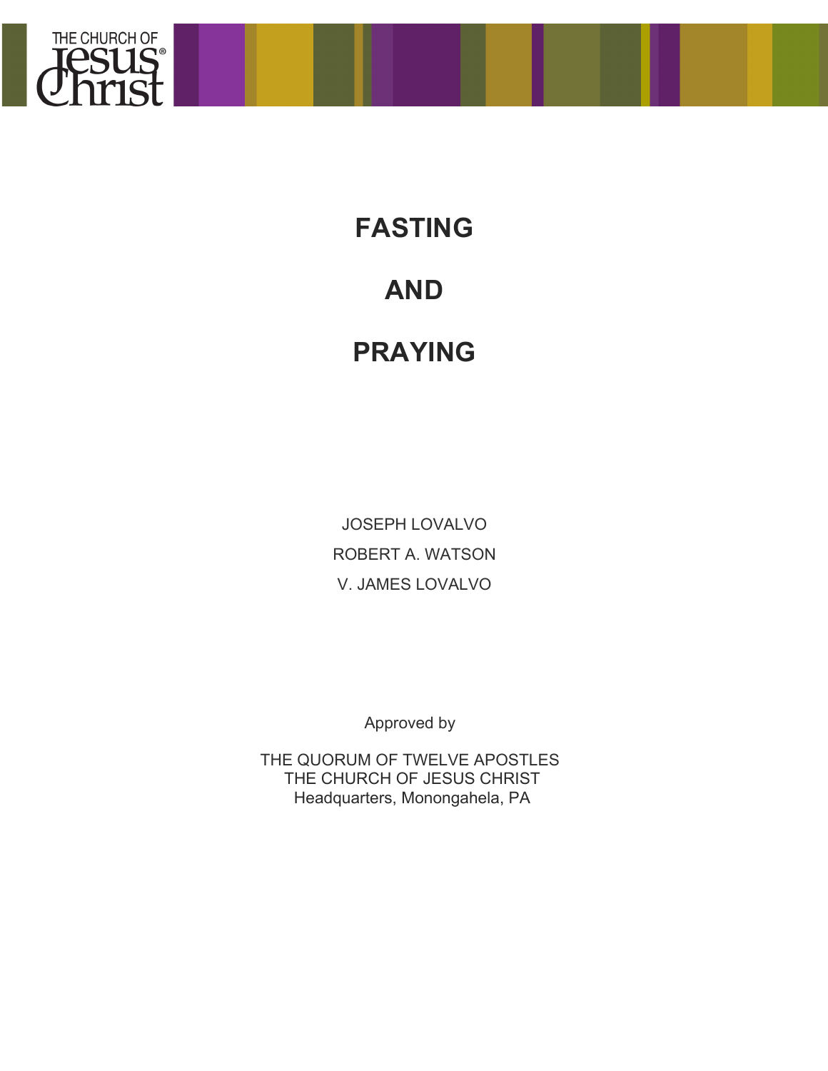# FASTING

# AND

# PRAYING

JOSEPH LOVALVO

ROBERT A. WATSON

V. JAMES LOVALVO

Approved by

THE QUORUM OF TWELVE APOSTLES
THE CHURCH OF JESUS CHRIST
Headquarters, Monongahela, PA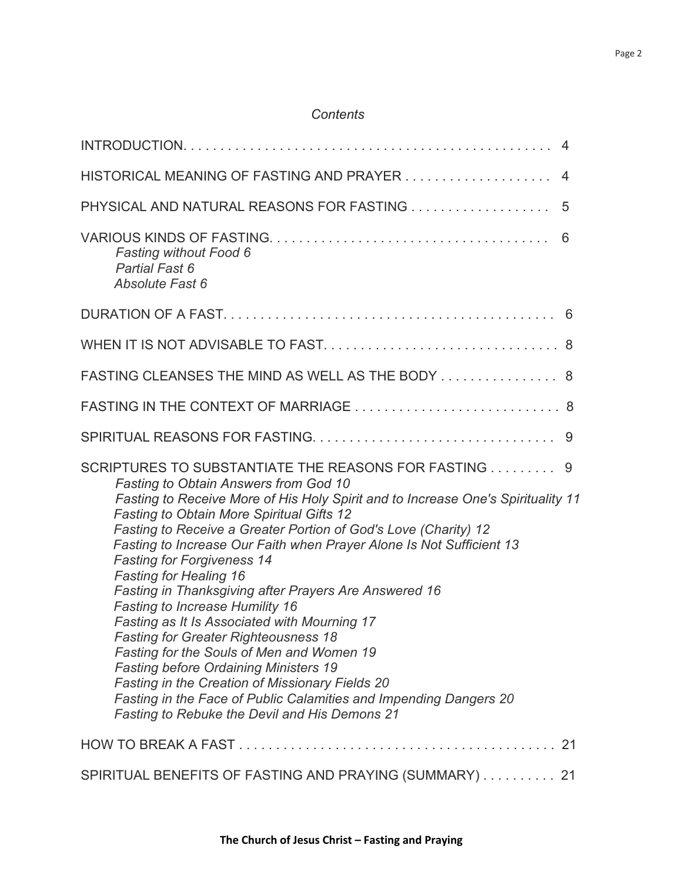*Contents*

INTRODUCTION. . . . . . . . . . . . . . . . . . . . . . . . . . . . . . . . . . . . . . . . . . . . . . . . . 4

HISTORICAL MEANING OF FASTING AND PRAYER . . . . . . . . . . . . . . . . . . . . 4

PHYSICAL AND NATURAL REASONS FOR FASTING . . . . . . . . . . . . . . . . . . . 5

VARIOUS KINDS OF FASTING. . . . . . . . . . . . . . . . . . . . . . . . . . . . . . . . . . . . . . 6

- *Fasting without Food 6*
- *Partial Fast 6*
- *Absolute Fast 6*

DURATION OF A FAST. . . . . . . . . . . . . . . . . . . . . . . . . . . . . . . . . . . . . . . . . . . . 6

WHEN IT IS NOT ADVISABLE TO FAST. . . . . . . . . . . . . . . . . . . . . . . . . . . . . . . 8

FASTING CLEANSES THE MIND AS WELL AS THE BODY . . . . . . . . . . . . . . . . 8

FASTING IN THE CONTEXT OF MARRIAGE . . . . . . . . . . . . . . . . . . . . . . . . . . . . 8

SPIRITUAL REASONS FOR FASTING. . . . . . . . . . . . . . . . . . . . . . . . . . . . . . . . . 9

SCRIPTURES TO SUBSTANTIATE THE REASONS FOR FASTING . . . . . . . . . 9

- *Fasting to Obtain Answers from God 10*
- *Fasting to Receive More of His Holy Spirit and to Increase One's Spirituality 11*
- *Fasting to Obtain More Spiritual Gifts 12*
- *Fasting to Receive a Greater Portion of God's Love (Charity) 12*
- *Fasting to Increase Our Faith when Prayer Alone Is Not Sufficient 13*
- *Fasting for Forgiveness 14*
- *Fasting for Healing 16*
- *Fasting in Thanksgiving after Prayers Are Answered 16*
- *Fasting to Increase Humility 16*
- *Fasting as It Is Associated with Mourning 17*
- *Fasting for Greater Righteousness 18*
- *Fasting for the Souls of Men and Women 19*
- *Fasting before Ordaining Ministers 19*
- *Fasting in the Creation of Missionary Fields 20*
- *Fasting in the Face of Public Calamities and Impending Dangers 20*
- *Fasting to Rebuke the Devil and His Demons 21*

HOW TO BREAK A FAST . . . . . . . . . . . . . . . . . . . . . . . . . . . . . . . . . . . . . . . . . . . 21

SPIRITUAL BENEFITS OF FASTING AND PRAYING (SUMMARY) . . . . . . . . . . 21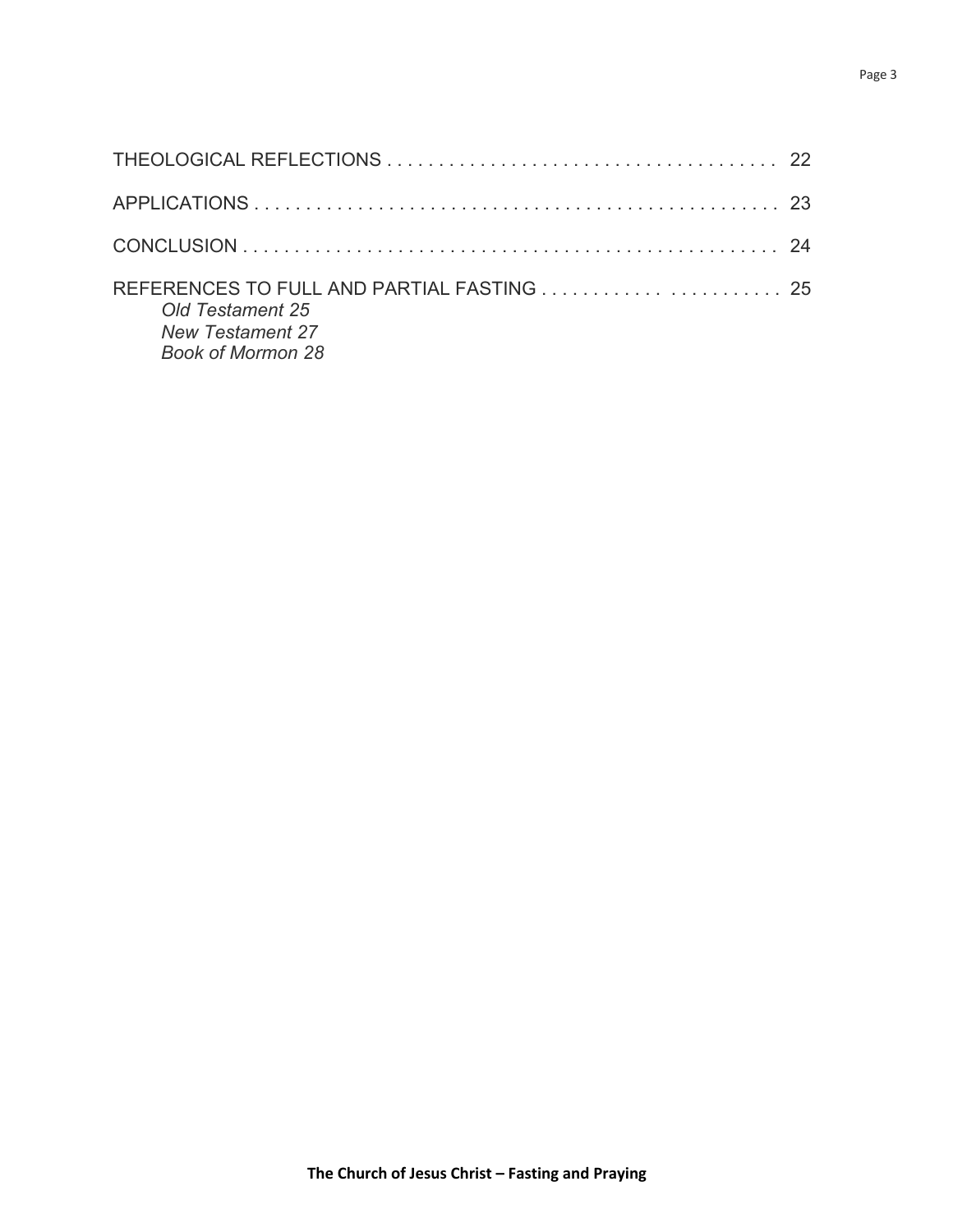THEOLOGICAL REFLECTIONS . . . . . . . . . . . . . . . . . . . . . . . . . . . . . . . . . . . . . . 22

APPLICATIONS . . . . . . . . . . . . . . . . . . . . . . . . . . . . . . . . . . . . . . . . . . . . . . . . . . . 23

CONCLUSION . . . . . . . . . . . . . . . . . . . . . . . . . . . . . . . . . . . . . . . . . . . . . . . . . . . . 24

REFERENCES TO FULL AND PARTIAL FASTING . . . . . . . . . . . . . . . . . . . . . . . . . . . . . 25

*Old Testament 25*

*New Testament 27*

*Book of Mormon 28*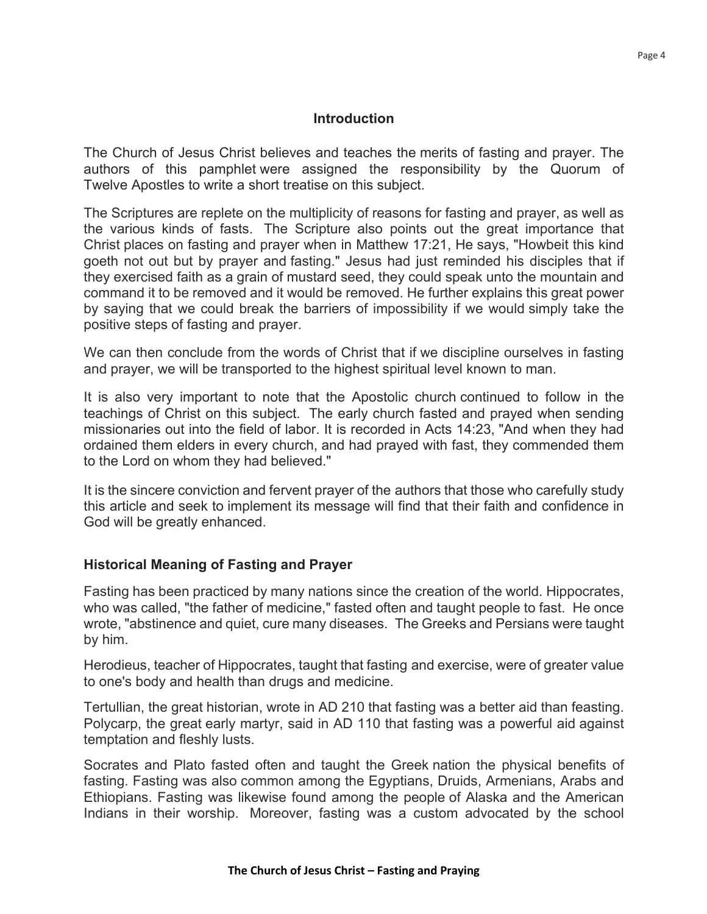## Introduction

The Church of Jesus Christ believes and teaches the merits of fasting and prayer. The authors of this pamphlet were assigned the responsibility by the Quorum of Twelve Apostles to write a short treatise on this subject.

The Scriptures are replete on the multiplicity of reasons for fasting and prayer, as well as the various kinds of fasts. The Scripture also points out the great importance that Christ places on fasting and prayer when in Matthew 17:21, He says, "Howbeit this kind goeth not out but by prayer and fasting." Jesus had just reminded his disciples that if they exercised faith as a grain of mustard seed, they could speak unto the mountain and command it to be removed and it would be removed. He further explains this great power by saying that we could break the barriers of impossibility if we would simply take the positive steps of fasting and prayer.

We can then conclude from the words of Christ that if we discipline ourselves in fasting and prayer, we will be transported to the highest spiritual level known to man.

It is also very important to note that the Apostolic church continued to follow in the teachings of Christ on this subject. The early church fasted and prayed when sending missionaries out into the field of labor. It is recorded in Acts 14:23, "And when they had ordained them elders in every church, and had prayed with fast, they commended them to the Lord on whom they had believed."

It is the sincere conviction and fervent prayer of the authors that those who carefully study this article and seek to implement its message will find that their faith and confidence in God will be greatly enhanced.

### Historical Meaning of Fasting and Prayer

Fasting has been practiced by many nations since the creation of the world. Hippocrates, who was called, "the father of medicine," fasted often and taught people to fast. He once wrote, "abstinence and quiet, cure many diseases. The Greeks and Persians were taught by him.

Herodieus, teacher of Hippocrates, taught that fasting and exercise, were of greater value to one's body and health than drugs and medicine.

Tertullian, the great historian, wrote in AD 210 that fasting was a better aid than feasting. Polycarp, the great early martyr, said in AD 110 that fasting was a powerful aid against temptation and fleshly lusts.

Socrates and Plato fasted often and taught the Greek nation the physical benefits of fasting. Fasting was also common among the Egyptians, Druids, Armenians, Arabs and Ethiopians. Fasting was likewise found among the people of Alaska and the American Indians in their worship. Moreover, fasting was a custom advocated by the school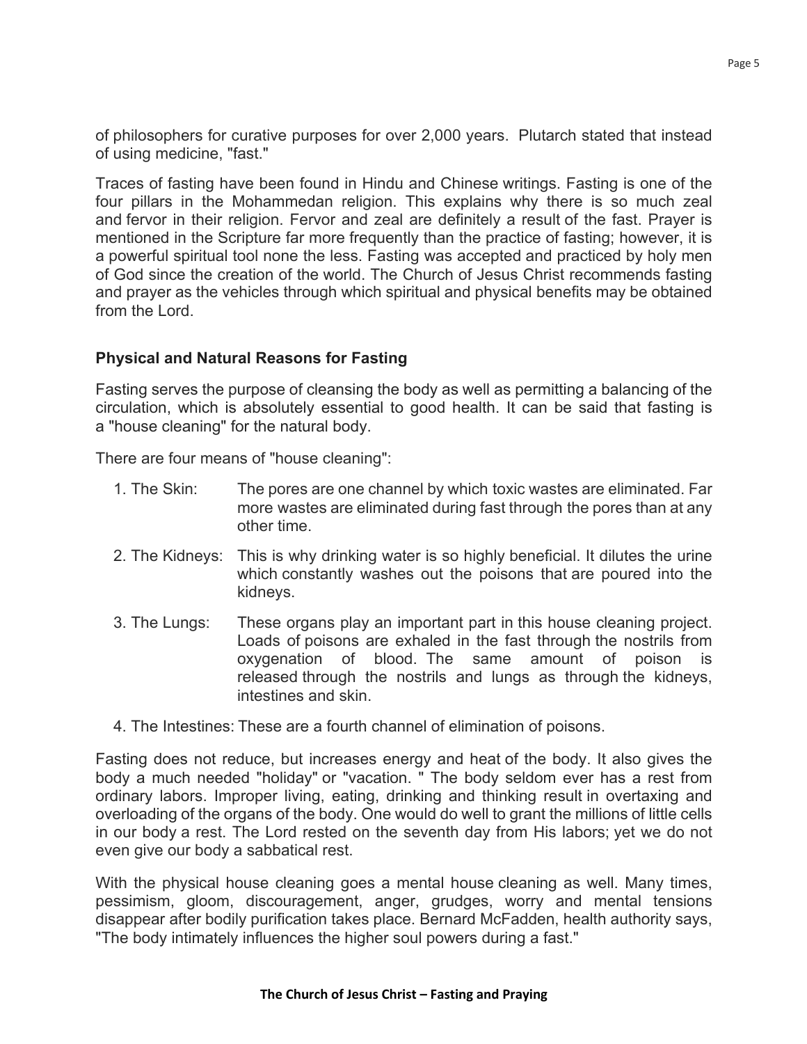of philosophers for curative purposes for over 2,000 years. Plutarch stated that instead of using medicine, "fast."

Traces of fasting have been found in Hindu and Chinese writings. Fasting is one of the four pillars in the Mohammedan religion. This explains why there is so much zeal and fervor in their religion. Fervor and zeal are definitely a result of the fast. Prayer is mentioned in the Scripture far more frequently than the practice of fasting; however, it is a powerful spiritual tool none the less. Fasting was accepted and practiced by holy men of God since the creation of the world. The Church of Jesus Christ recommends fasting and prayer as the vehicles through which spiritual and physical benefits may be obtained from the Lord.

### Physical and Natural Reasons for Fasting

Fasting serves the purpose of cleansing the body as well as permitting a balancing of the circulation, which is absolutely essential to good health. It can be said that fasting is a "house cleaning" for the natural body.

There are four means of "house cleaning":

1. The Skin: The pores are one channel by which toxic wastes are eliminated. Far more wastes are eliminated during fast through the pores than at any other time.
2. The Kidneys: This is why drinking water is so highly beneficial. It dilutes the urine which constantly washes out the poisons that are poured into the kidneys.
3. The Lungs: These organs play an important part in this house cleaning project. Loads of poisons are exhaled in the fast through the nostrils from oxygenation of blood. The same amount of poison is released through the nostrils and lungs as through the kidneys, intestines and skin.
4. The Intestines: These are a fourth channel of elimination of poisons.

Fasting does not reduce, but increases energy and heat of the body. It also gives the body a much needed "holiday" or "vacation. " The body seldom ever has a rest from ordinary labors. Improper living, eating, drinking and thinking result in overtaxing and overloading of the organs of the body. One would do well to grant the millions of little cells in our body a rest. The Lord rested on the seventh day from His labors; yet we do not even give our body a sabbatical rest.

With the physical house cleaning goes a mental house cleaning as well. Many times, pessimism, gloom, discouragement, anger, grudges, worry and mental tensions disappear after bodily purification takes place. Bernard McFadden, health authority says, "The body intimately influences the higher soul powers during a fast."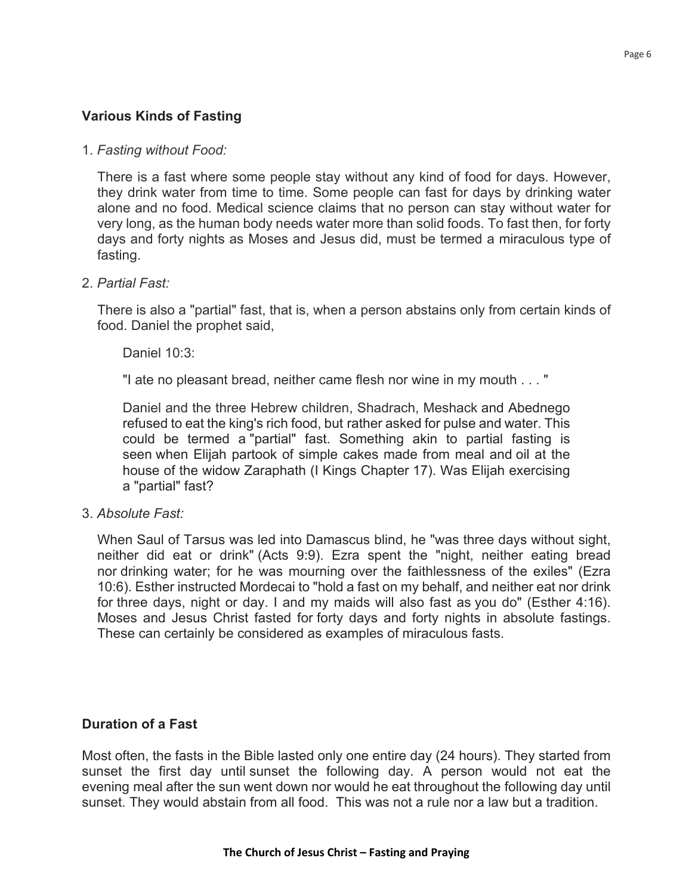### Various Kinds of Fasting

1. *Fasting without Food:*

   There is a fast where some people stay without any kind of food for days. However, they drink water from time to time. Some people can fast for days by drinking water alone and no food. Medical science claims that no person can stay without water for very long, as the human body needs water more than solid foods. To fast then, for forty days and forty nights as Moses and Jesus did, must be termed a miraculous type of fasting.

2. *Partial Fast:*

   There is also a "partial" fast, that is, when a person abstains only from certain kinds of food. Daniel the prophet said,

   > Daniel 10:3:
   >
   > "I ate no pleasant bread, neither came flesh nor wine in my mouth . . . "
   >
   > Daniel and the three Hebrew children, Shadrach, Meshack and Abednego refused to eat the king's rich food, but rather asked for pulse and water. This could be termed a "partial" fast. Something akin to partial fasting is seen when Elijah partook of simple cakes made from meal and oil at the house of the widow Zaraphath (I Kings Chapter 17). Was Elijah exercising a "partial" fast?

3. *Absolute Fast:*

   When Saul of Tarsus was led into Damascus blind, he "was three days without sight, neither did eat or drink" (Acts 9:9). Ezra spent the "night, neither eating bread nor drinking water; for he was mourning over the faithlessness of the exiles" (Ezra 10:6). Esther instructed Mordecai to "hold a fast on my behalf, and neither eat nor drink for three days, night or day. I and my maids will also fast as you do" (Esther 4:16). Moses and Jesus Christ fasted for forty days and forty nights in absolute fastings. These can certainly be considered as examples of miraculous fasts.

### Duration of a Fast

Most often, the fasts in the Bible lasted only one entire day (24 hours). They started from sunset the first day until sunset the following day. A person would not eat the evening meal after the sun went down nor would he eat throughout the following day until sunset. They would abstain from all food. This was not a rule nor a law but a tradition.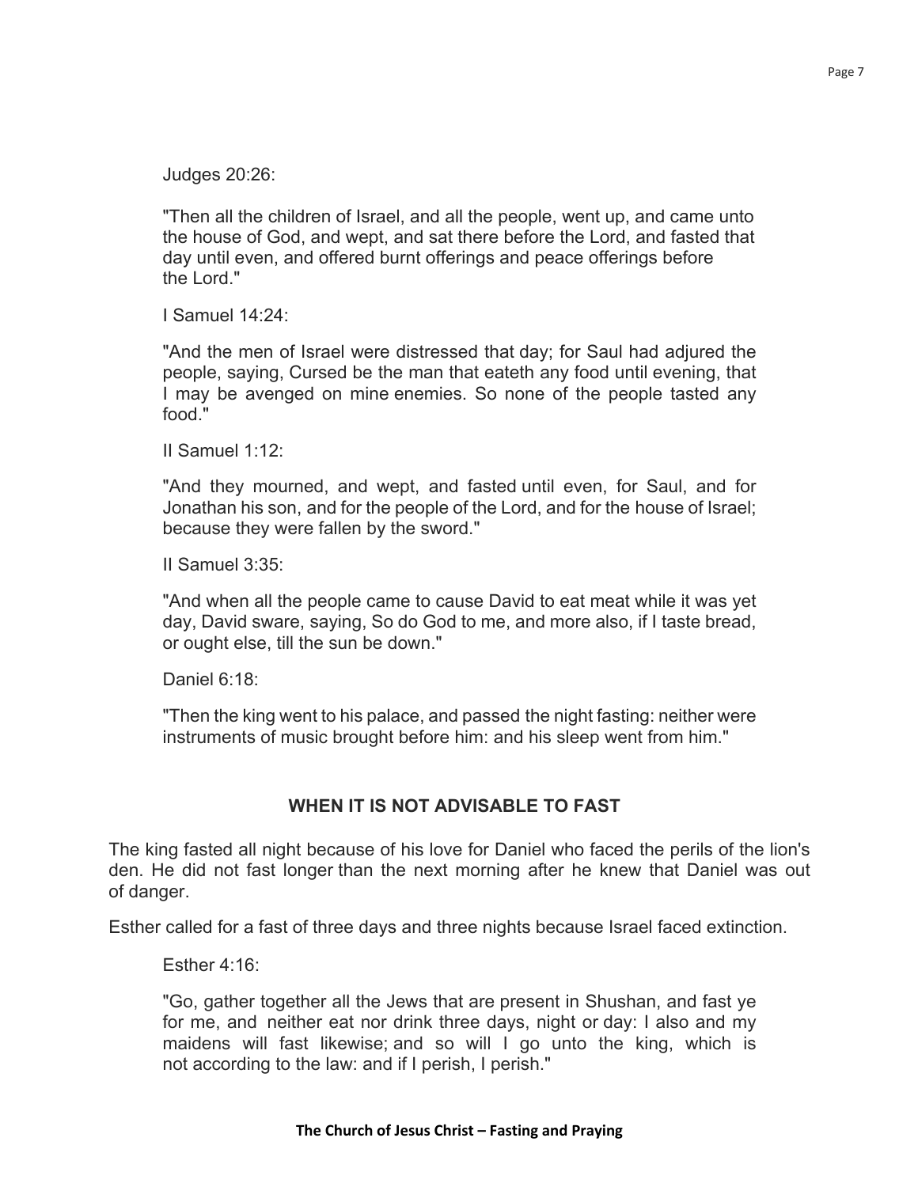Judges 20:26:

"Then all the children of Israel, and all the people, went up, and came unto the house of God, and wept, and sat there before the Lord, and fasted that day until even, and offered burnt offerings and peace offerings before the Lord."

I Samuel 14:24:

"And the men of Israel were distressed that day; for Saul had adjured the people, saying, Cursed be the man that eateth any food until evening, that I may be avenged on mine enemies. So none of the people tasted any food."

II Samuel 1:12:

"And they mourned, and wept, and fasted until even, for Saul, and for Jonathan his son, and for the people of the Lord, and for the house of Israel; because they were fallen by the sword."

II Samuel 3:35:

"And when all the people came to cause David to eat meat while it was yet day, David sware, saying, So do God to me, and more also, if I taste bread, or ought else, till the sun be down."

Daniel 6:18:

"Then the king went to his palace, and passed the night fasting: neither were instruments of music brought before him: and his sleep went from him."

## WHEN IT IS NOT ADVISABLE TO FAST

The king fasted all night because of his love for Daniel who faced the perils of the lion's den. He did not fast longer than the next morning after he knew that Daniel was out of danger.

Esther called for a fast of three days and three nights because Israel faced extinction.

Esther 4:16:

"Go, gather together all the Jews that are present in Shushan, and fast ye for me, and neither eat nor drink three days, night or day: I also and my maidens will fast likewise; and so will I go unto the king, which is not according to the law: and if I perish, I perish."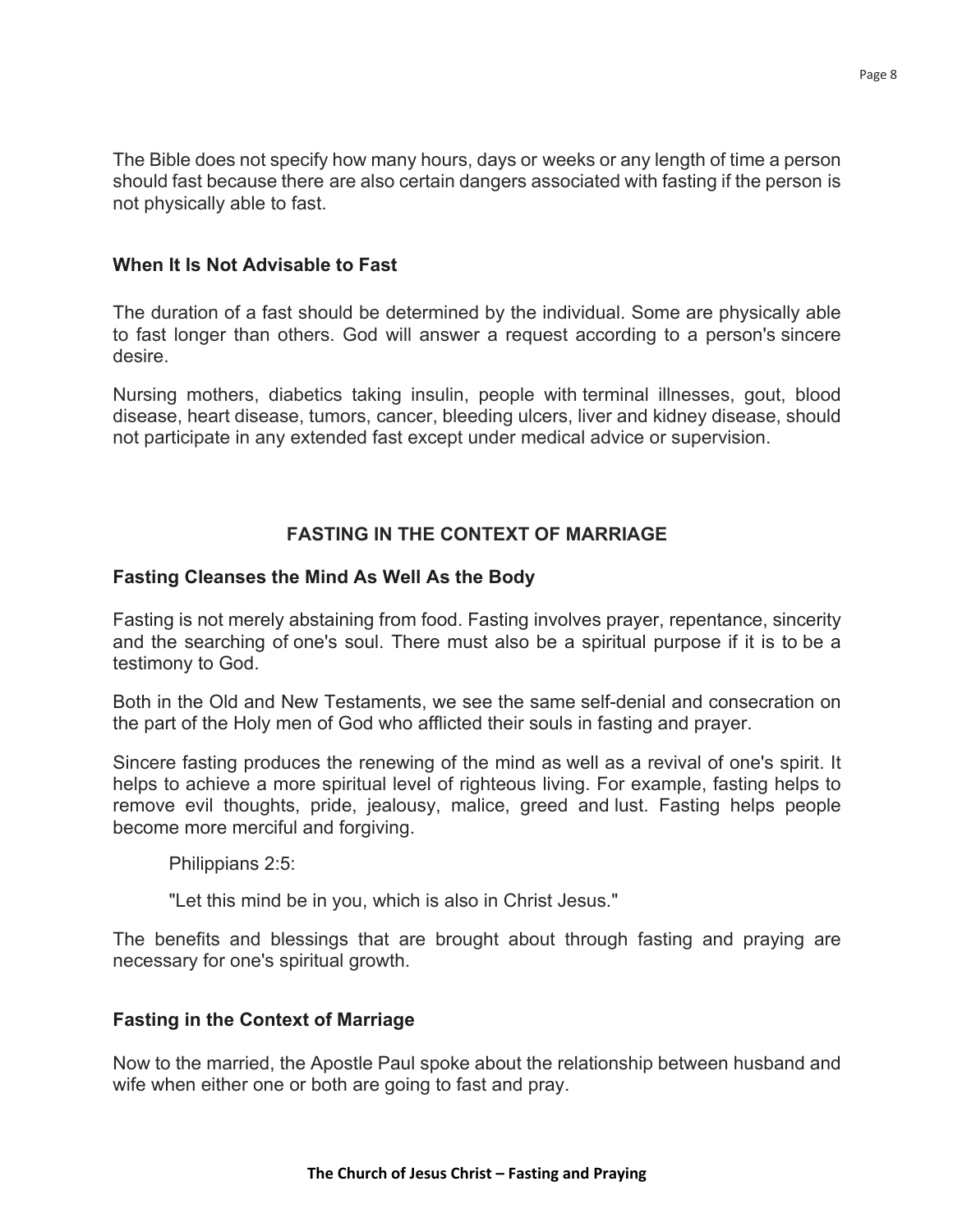The Bible does not specify how many hours, days or weeks or any length of time a person should fast because there are also certain dangers associated with fasting if the person is not physically able to fast.

### When It Is Not Advisable to Fast

The duration of a fast should be determined by the individual. Some are physically able to fast longer than others. God will answer a request according to a person's sincere desire.

Nursing mothers, diabetics taking insulin, people with terminal illnesses, gout, blood disease, heart disease, tumors, cancer, bleeding ulcers, liver and kidney disease, should not participate in any extended fast except under medical advice or supervision.

## FASTING IN THE CONTEXT OF MARRIAGE

### Fasting Cleanses the Mind As Well As the Body

Fasting is not merely abstaining from food. Fasting involves prayer, repentance, sincerity and the searching of one's soul. There must also be a spiritual purpose if it is to be a testimony to God.

Both in the Old and New Testaments, we see the same self-denial and consecration on the part of the Holy men of God who afflicted their souls in fasting and prayer.

Sincere fasting produces the renewing of the mind as well as a revival of one's spirit. It helps to achieve a more spiritual level of righteous living. For example, fasting helps to remove evil thoughts, pride, jealousy, malice, greed and lust. Fasting helps people become more merciful and forgiving.

> Philippians 2:5:
>
> "Let this mind be in you, which is also in Christ Jesus."

The benefits and blessings that are brought about through fasting and praying are necessary for one's spiritual growth.

### Fasting in the Context of Marriage

Now to the married, the Apostle Paul spoke about the relationship between husband and wife when either one or both are going to fast and pray.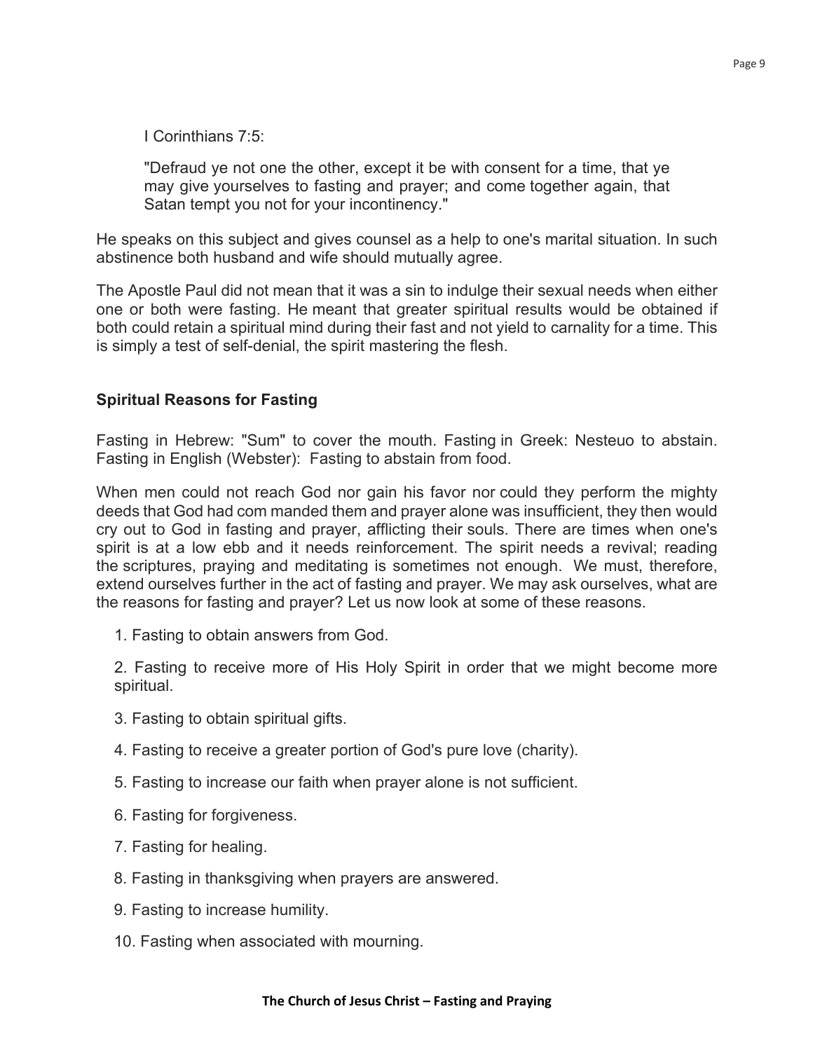I Corinthians 7:5:

> "Defraud ye not one the other, except it be with consent for a time, that ye may give yourselves to fasting and prayer; and come together again, that Satan tempt you not for your incontinency."

He speaks on this subject and gives counsel as a help to one's marital situation. In such abstinence both husband and wife should mutually agree.

The Apostle Paul did not mean that it was a sin to indulge their sexual needs when either one or both were fasting. He meant that greater spiritual results would be obtained if both could retain a spiritual mind during their fast and not yield to carnality for a time. This is simply a test of self-denial, the spirit mastering the flesh.

## Spiritual Reasons for Fasting

Fasting in Hebrew: "Sum" to cover the mouth. Fasting in Greek: Nesteuo to abstain. Fasting in English (Webster): Fasting to abstain from food.

When men could not reach God nor gain his favor nor could they perform the mighty deeds that God had com manded them and prayer alone was insufficient, they then would cry out to God in fasting and prayer, afflicting their souls. There are times when one's spirit is at a low ebb and it needs reinforcement. The spirit needs a revival; reading the scriptures, praying and meditating is sometimes not enough. We must, therefore, extend ourselves further in the act of fasting and prayer. We may ask ourselves, what are the reasons for fasting and prayer? Let us now look at some of these reasons.

1. Fasting to obtain answers from God.
2. Fasting to receive more of His Holy Spirit in order that we might become more spiritual.
3. Fasting to obtain spiritual gifts.
4. Fasting to receive a greater portion of God's pure love (charity).
5. Fasting to increase our faith when prayer alone is not sufficient.
6. Fasting for forgiveness.
7. Fasting for healing.
8. Fasting in thanksgiving when prayers are answered.
9. Fasting to increase humility.
10. Fasting when associated with mourning.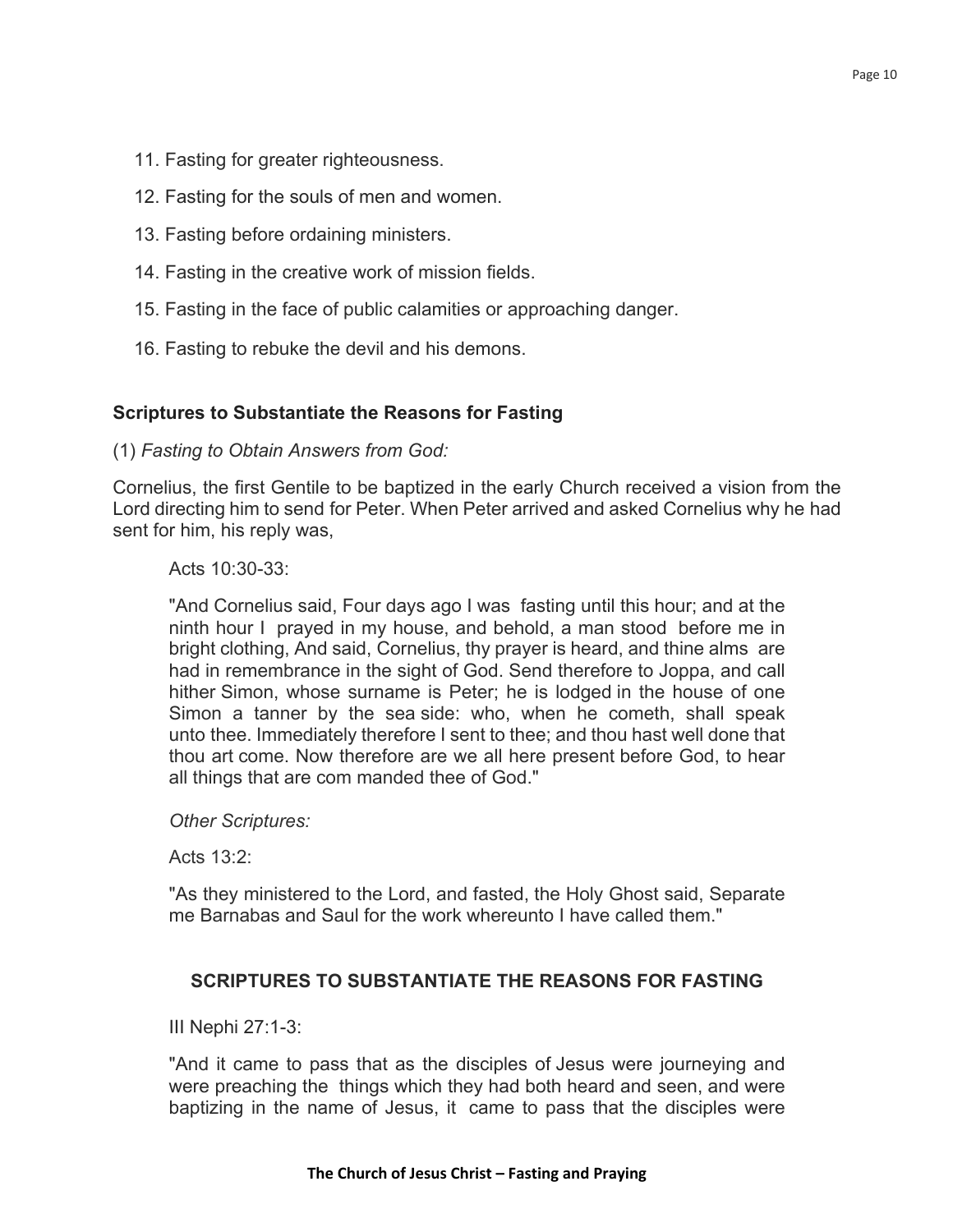11. Fasting for greater righteousness.
12. Fasting for the souls of men and women.
13. Fasting before ordaining ministers.
14. Fasting in the creative work of mission fields.
15. Fasting in the face of public calamities or approaching danger.
16. Fasting to rebuke the devil and his demons.

### Scriptures to Substantiate the Reasons for Fasting

(1) *Fasting to Obtain Answers from God:*

Cornelius, the first Gentile to be baptized in the early Church received a vision from the Lord directing him to send for Peter. When Peter arrived and asked Cornelius why he had sent for him, his reply was,

> Acts 10:30-33:
>
> "And Cornelius said, Four days ago I was fasting until this hour; and at the ninth hour I prayed in my house, and behold, a man stood before me in bright clothing, And said, Cornelius, thy prayer is heard, and thine alms are had in remembrance in the sight of God. Send therefore to Joppa, and call hither Simon, whose surname is Peter; he is lodged in the house of one Simon a tanner by the sea side: who, when he cometh, shall speak unto thee. Immediately therefore I sent to thee; and thou hast well done that thou art come. Now therefore are we all here present before God, to hear all things that are com manded thee of God."
>
> *Other Scriptures:*
>
> Acts 13:2:
>
> "As they ministered to the Lord, and fasted, the Holy Ghost said, Separate me Barnabas and Saul for the work whereunto I have called them."

### SCRIPTURES TO SUBSTANTIATE THE REASONS FOR FASTING

> III Nephi 27:1-3:
>
> "And it came to pass that as the disciples of Jesus were journeying and were preaching the things which they had both heard and seen, and were baptizing in the name of Jesus, it came to pass that the disciples were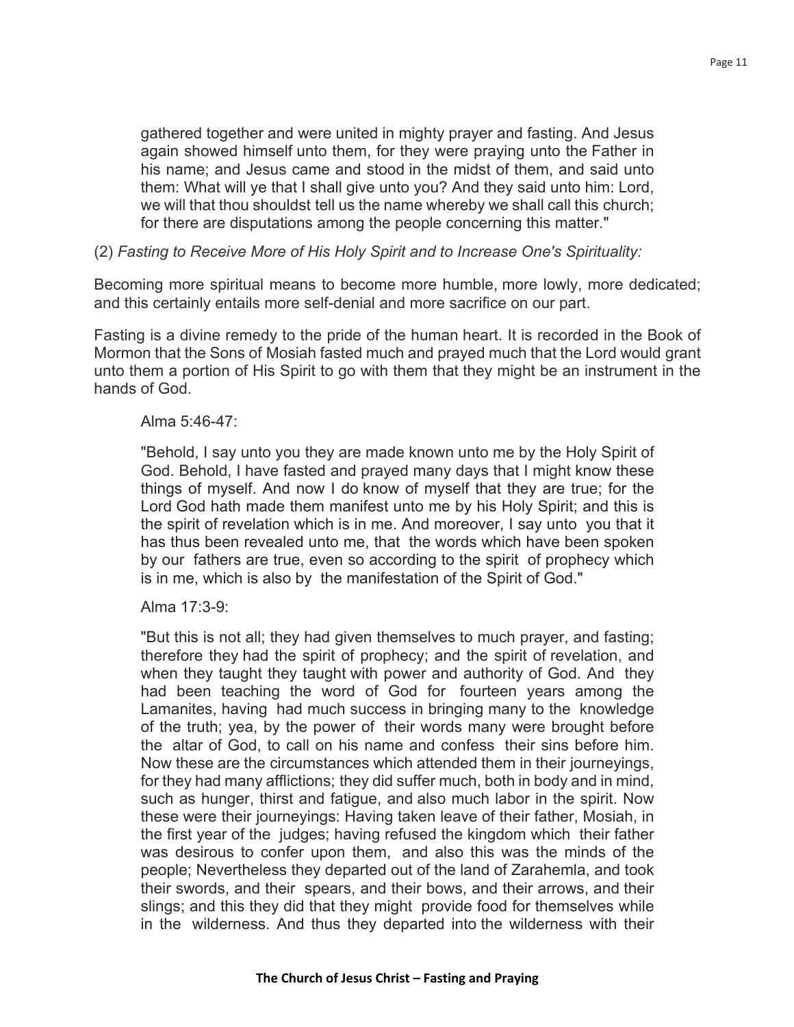gathered together and were united in mighty prayer and fasting. And Jesus again showed himself unto them, for they were praying unto the Father in his name; and Jesus came and stood in the midst of them, and said unto them: What will ye that I shall give unto you? And they said unto him: Lord, we will that thou shouldst tell us the name whereby we shall call this church; for there are disputations among the people concerning this matter."

(2) *Fasting to Receive More of His Holy Spirit and to Increase One's Spirituality:*

Becoming more spiritual means to become more humble, more lowly, more dedicated; and this certainly entails more self-denial and more sacrifice on our part.

Fasting is a divine remedy to the pride of the human heart. It is recorded in the Book of Mormon that the Sons of Mosiah fasted much and prayed much that the Lord would grant unto them a portion of His Spirit to go with them that they might be an instrument in the hands of God.

Alma 5:46-47:

"Behold, I say unto you they are made known unto me by the Holy Spirit of God. Behold, I have fasted and prayed many days that I might know these things of myself. And now I do know of myself that they are true; for the Lord God hath made them manifest unto me by his Holy Spirit; and this is the spirit of revelation which is in me. And moreover, I say unto you that it has thus been revealed unto me, that the words which have been spoken by our fathers are true, even so according to the spirit of prophecy which is in me, which is also by the manifestation of the Spirit of God."

Alma 17:3-9:

"But this is not all; they had given themselves to much prayer, and fasting; therefore they had the spirit of prophecy; and the spirit of revelation, and when they taught they taught with power and authority of God. And they had been teaching the word of God for fourteen years among the Lamanites, having had much success in bringing many to the knowledge of the truth; yea, by the power of their words many were brought before the altar of God, to call on his name and confess their sins before him. Now these are the circumstances which attended them in their journeyings, for they had many afflictions; they did suffer much, both in body and in mind, such as hunger, thirst and fatigue, and also much labor in the spirit. Now these were their journeyings: Having taken leave of their father, Mosiah, in the first year of the judges; having refused the kingdom which their father was desirous to confer upon them, and also this was the minds of the people; Nevertheless they departed out of the land of Zarahemla, and took their swords, and their spears, and their bows, and their arrows, and their slings; and this they did that they might provide food for themselves while in the wilderness. And thus they departed into the wilderness with their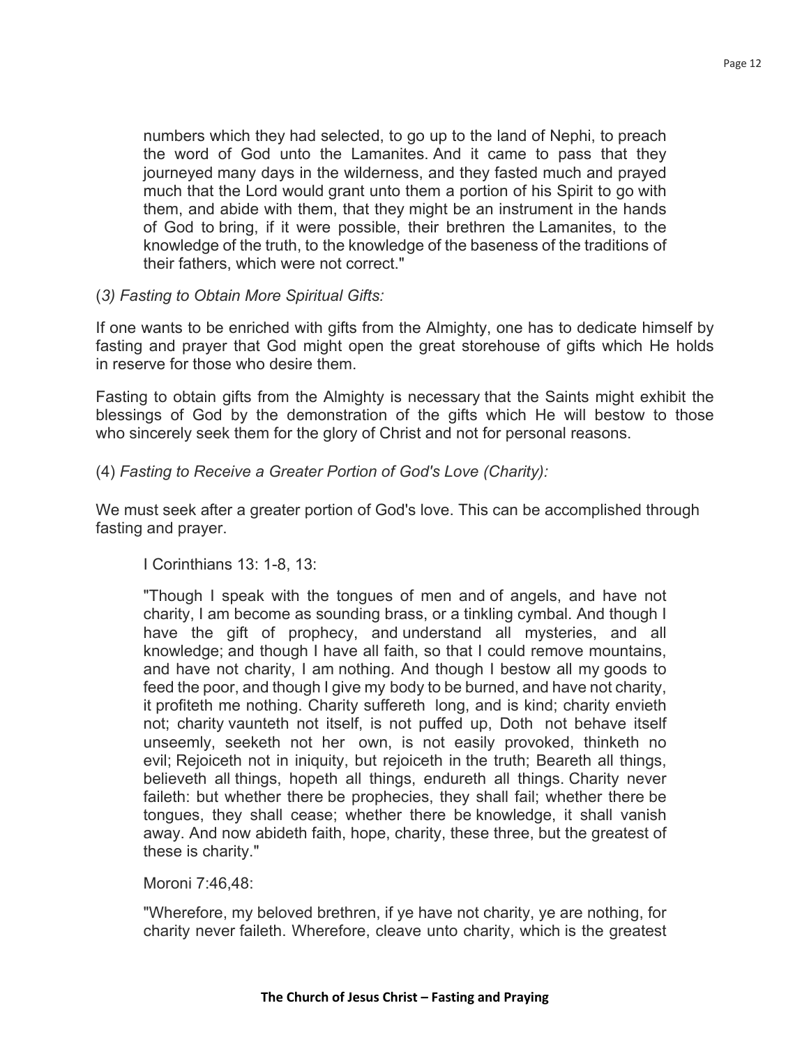> numbers which they had selected, to go up to the land of Nephi, to preach the word of God unto the Lamanites. And it came to pass that they journeyed many days in the wilderness, and they fasted much and prayed much that the Lord would grant unto them a portion of his Spirit to go with them, and abide with them, that they might be an instrument in the hands of God to bring, if it were possible, their brethren the Lamanites, to the knowledge of the truth, to the knowledge of the baseness of the traditions of their fathers, which were not correct."

(*3) Fasting to Obtain More Spiritual Gifts:*

If one wants to be enriched with gifts from the Almighty, one has to dedicate himself by fasting and prayer that God might open the great storehouse of gifts which He holds in reserve for those who desire them.

Fasting to obtain gifts from the Almighty is necessary that the Saints might exhibit the blessings of God by the demonstration of the gifts which He will bestow to those who sincerely seek them for the glory of Christ and not for personal reasons.

(4) *Fasting to Receive a Greater Portion of God's Love (Charity):*

We must seek after a greater portion of God's love. This can be accomplished through fasting and prayer.

> I Corinthians 13: 1-8, 13:
>
> "Though I speak with the tongues of men and of angels, and have not charity, I am become as sounding brass, or a tinkling cymbal. And though I have the gift of prophecy, and understand all mysteries, and all knowledge; and though I have all faith, so that I could remove mountains, and have not charity, I am nothing. And though I bestow all my goods to feed the poor, and though I give my body to be burned, and have not charity, it profiteth me nothing. Charity suffereth long, and is kind; charity envieth not; charity vaunteth not itself, is not puffed up, Doth not behave itself unseemly, seeketh not her own, is not easily provoked, thinketh no evil; Rejoiceth not in iniquity, but rejoiceth in the truth; Beareth all things, believeth all things, hopeth all things, endureth all things. Charity never faileth: but whether there be prophecies, they shall fail; whether there be tongues, they shall cease; whether there be knowledge, it shall vanish away. And now abideth faith, hope, charity, these three, but the greatest of these is charity."
>
> Moroni 7:46,48:
>
> "Wherefore, my beloved brethren, if ye have not charity, ye are nothing, for charity never faileth. Wherefore, cleave unto charity, which is the greatest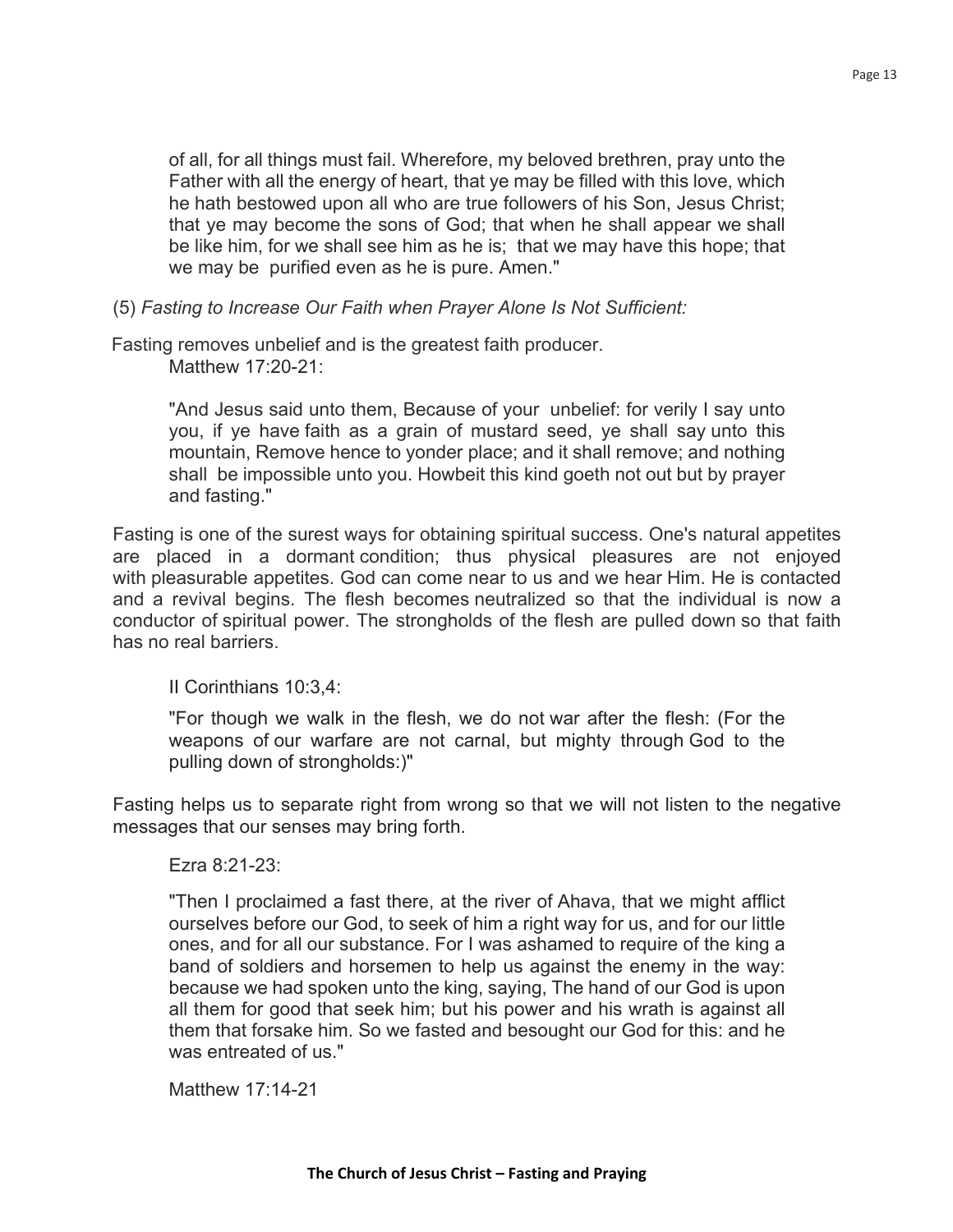of all, for all things must fail. Wherefore, my beloved brethren, pray unto the Father with all the energy of heart, that ye may be filled with this love, which he hath bestowed upon all who are true followers of his Son, Jesus Christ; that ye may become the sons of God; that when he shall appear we shall be like him, for we shall see him as he is; that we may have this hope; that we may be purified even as he is pure. Amen."

(5) *Fasting to Increase Our Faith when Prayer Alone Is Not Sufficient:*

Fasting removes unbelief and is the greatest faith producer.

Matthew 17:20-21:

"And Jesus said unto them, Because of your unbelief: for verily I say unto you, if ye have faith as a grain of mustard seed, ye shall say unto this mountain, Remove hence to yonder place; and it shall remove; and nothing shall be impossible unto you. Howbeit this kind goeth not out but by prayer and fasting."

Fasting is one of the surest ways for obtaining spiritual success. One's natural appetites are placed in a dormant condition; thus physical pleasures are not enjoyed with pleasurable appetites. God can come near to us and we hear Him. He is contacted and a revival begins. The flesh becomes neutralized so that the individual is now a conductor of spiritual power. The strongholds of the flesh are pulled down so that faith has no real barriers.

II Corinthians 10:3,4:

"For though we walk in the flesh, we do not war after the flesh: (For the weapons of our warfare are not carnal, but mighty through God to the pulling down of strongholds:)"

Fasting helps us to separate right from wrong so that we will not listen to the negative messages that our senses may bring forth.

Ezra 8:21-23:

"Then I proclaimed a fast there, at the river of Ahava, that we might afflict ourselves before our God, to seek of him a right way for us, and for our little ones, and for all our substance. For I was ashamed to require of the king a band of soldiers and horsemen to help us against the enemy in the way: because we had spoken unto the king, saying, The hand of our God is upon all them for good that seek him; but his power and his wrath is against all them that forsake him. So we fasted and besought our God for this: and he was entreated of us."

Matthew 17:14-21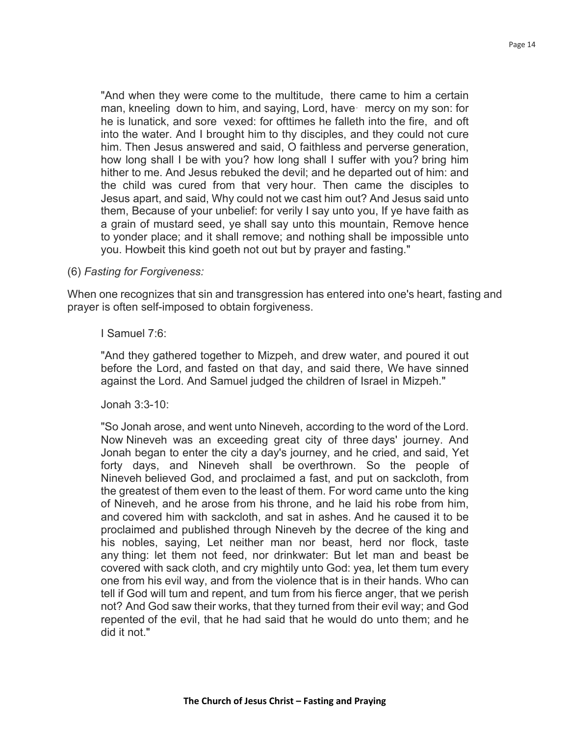> "And when they were come to the multitude, there came to him a certain man, kneeling down to him, and saying, Lord, have mercy on my son: for he is lunatick, and sore vexed: for ofttimes he falleth into the fire, and oft into the water. And I brought him to thy disciples, and they could not cure him. Then Jesus answered and said, O faithless and perverse generation, how long shall I be with you? how long shall I suffer with you? bring him hither to me. And Jesus rebuked the devil; and he departed out of him: and the child was cured from that very hour. Then came the disciples to Jesus apart, and said, Why could not we cast him out? And Jesus said unto them, Because of your unbelief: for verily I say unto you, If ye have faith as a grain of mustard seed, ye shall say unto this mountain, Remove hence to yonder place; and it shall remove; and nothing shall be impossible unto you. Howbeit this kind goeth not out but by prayer and fasting."

(6) *Fasting for Forgiveness:*

When one recognizes that sin and transgression has entered into one's heart, fasting and prayer is often self-imposed to obtain forgiveness.

> I Samuel 7:6:
>
> "And they gathered together to Mizpeh, and drew water, and poured it out before the Lord, and fasted on that day, and said there, We have sinned against the Lord. And Samuel judged the children of Israel in Mizpeh."
>
> Jonah 3:3-10:
>
> "So Jonah arose, and went unto Nineveh, according to the word of the Lord. Now Nineveh was an exceeding great city of three days' journey. And Jonah began to enter the city a day's journey, and he cried, and said, Yet forty days, and Nineveh shall be overthrown. So the people of Nineveh believed God, and proclaimed a fast, and put on sackcloth, from the greatest of them even to the least of them. For word came unto the king of Nineveh, and he arose from his throne, and he laid his robe from him, and covered him with sackcloth, and sat in ashes. And he caused it to be proclaimed and published through Nineveh by the decree of the king and his nobles, saying, Let neither man nor beast, herd nor flock, taste any thing: let them not feed, nor drinkwater: But let man and beast be covered with sack cloth, and cry mightily unto God: yea, let them tum every one from his evil way, and from the violence that is in their hands. Who can tell if God will tum and repent, and tum from his fierce anger, that we perish not? And God saw their works, that they turned from their evil way; and God repented of the evil, that he had said that he would do unto them; and he did it not."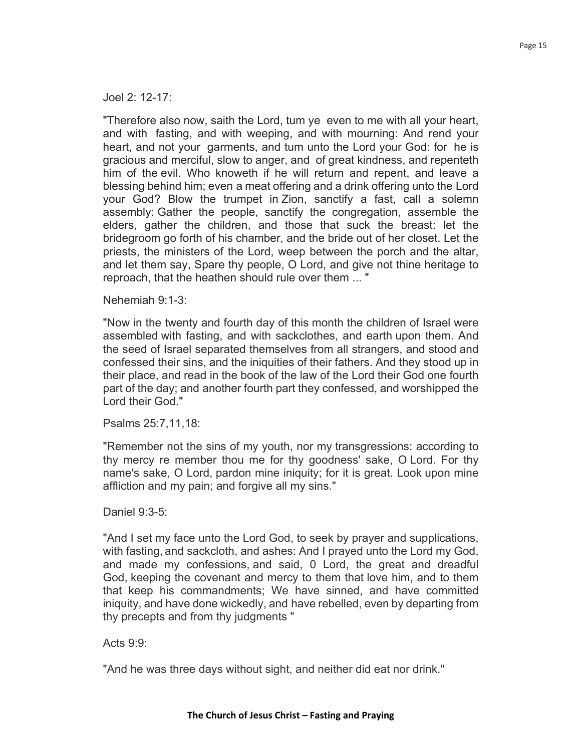Joel 2: 12-17:

"Therefore also now, saith the Lord, tum ye even to me with all your heart, and with fasting, and with weeping, and with mourning: And rend your heart, and not your garments, and tum unto the Lord your God: for he is gracious and merciful, slow to anger, and of great kindness, and repenteth him of the evil. Who knoweth if he will return and repent, and leave a blessing behind him; even a meat offering and a drink offering unto the Lord your God? Blow the trumpet in Zion, sanctify a fast, call a solemn assembly: Gather the people, sanctify the congregation, assemble the elders, gather the children, and those that suck the breast: let the bridegroom go forth of his chamber, and the bride out of her closet. Let the priests, the ministers of the Lord, weep between the porch and the altar, and let them say, Spare thy people, O Lord, and give not thine heritage to reproach, that the heathen should rule over them ... "

Nehemiah 9:1-3:

"Now in the twenty and fourth day of this month the children of Israel were assembled with fasting, and with sackclothes, and earth upon them. And the seed of Israel separated themselves from all strangers, and stood and confessed their sins, and the iniquities of their fathers. And they stood up in their place, and read in the book of the law of the Lord their God one fourth part of the day; and another fourth part they confessed, and worshipped the Lord their God."

Psalms 25:7,11,18:

"Remember not the sins of my youth, nor my transgressions: according to thy mercy re member thou me for thy goodness' sake, O Lord. For thy name's sake, O Lord, pardon mine iniquity; for it is great. Look upon mine affliction and my pain; and forgive all my sins."

Daniel 9:3-5:

"And I set my face unto the Lord God, to seek by prayer and supplications, with fasting, and sackcloth, and ashes: And I prayed unto the Lord my God, and made my confessions, and said, 0 Lord, the great and dreadful God, keeping the covenant and mercy to them that love him, and to them that keep his commandments; We have sinned, and have committed iniquity, and have done wickedly, and have rebelled, even by departing from thy precepts and from thy judgments "

Acts 9:9:

"And he was three days without sight, and neither did eat nor drink."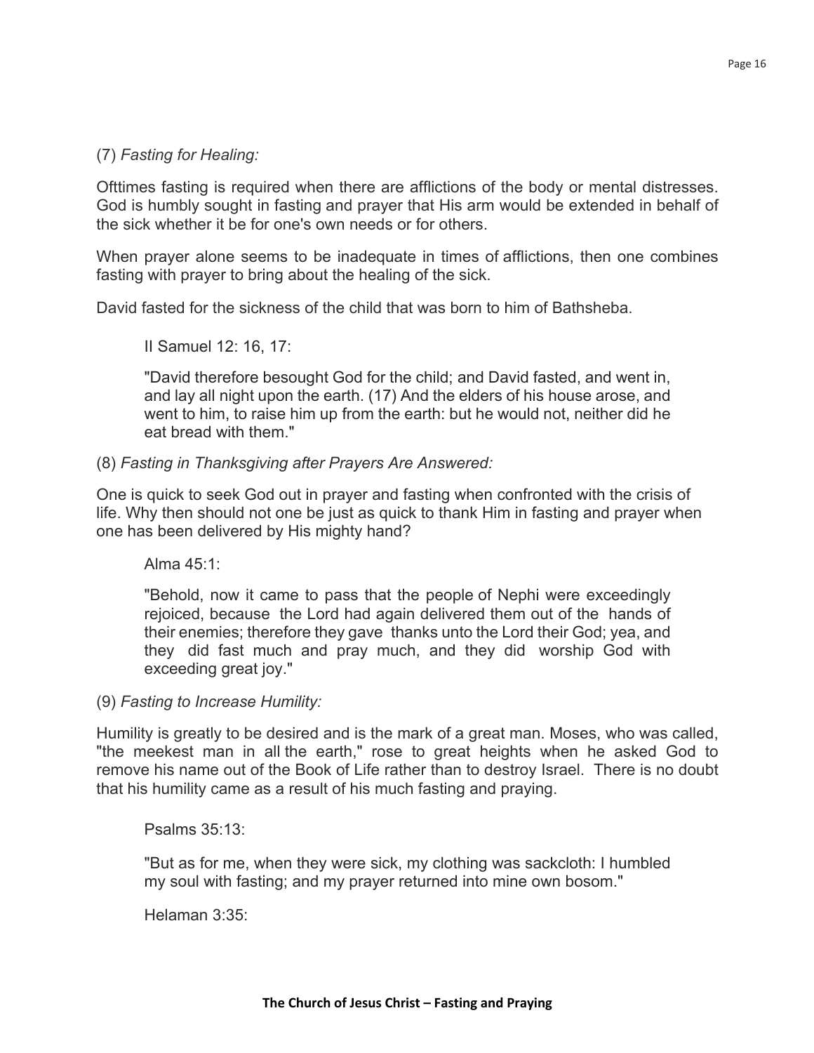(7) *Fasting for Healing:*

Ofttimes fasting is required when there are afflictions of the body or mental distresses. God is humbly sought in fasting and prayer that His arm would be extended in behalf of the sick whether it be for one's own needs or for others.

When prayer alone seems to be inadequate in times of afflictions, then one combines fasting with prayer to bring about the healing of the sick.

David fasted for the sickness of the child that was born to him of Bathsheba.

> II Samuel 12: 16, 17:
>
> "David therefore besought God for the child; and David fasted, and went in, and lay all night upon the earth. (17) And the elders of his house arose, and went to him, to raise him up from the earth: but he would not, neither did he eat bread with them."

(8) *Fasting in Thanksgiving after Prayers Are Answered:*

One is quick to seek God out in prayer and fasting when confronted with the crisis of life. Why then should not one be just as quick to thank Him in fasting and prayer when one has been delivered by His mighty hand?

> Alma 45:1:
>
> "Behold, now it came to pass that the people of Nephi were exceedingly rejoiced, because the Lord had again delivered them out of the hands of their enemies; therefore they gave thanks unto the Lord their God; yea, and they did fast much and pray much, and they did worship God with exceeding great joy."

(9) *Fasting to Increase Humility:*

Humility is greatly to be desired and is the mark of a great man. Moses, who was called, "the meekest man in all the earth," rose to great heights when he asked God to remove his name out of the Book of Life rather than to destroy Israel. There is no doubt that his humility came as a result of his much fasting and praying.

> Psalms 35:13:
>
> "But as for me, when they were sick, my clothing was sackcloth: I humbled my soul with fasting; and my prayer returned into mine own bosom."
>
> Helaman 3:35: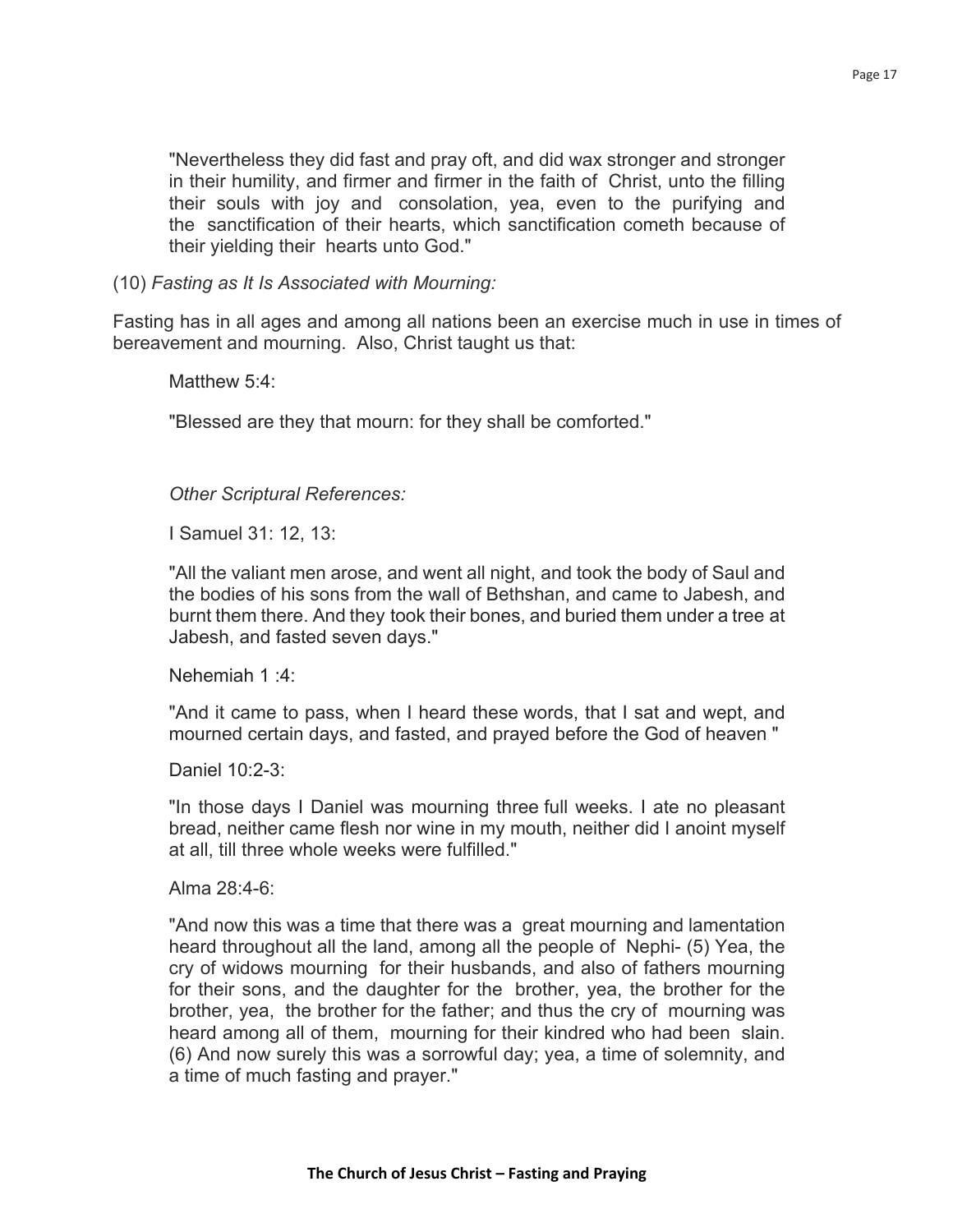"Nevertheless they did fast and pray oft, and did wax stronger and stronger in their humility, and firmer and firmer in the faith of Christ, unto the filling their souls with joy and consolation, yea, even to the purifying and the sanctification of their hearts, which sanctification cometh because of their yielding their hearts unto God."

(10) *Fasting as It Is Associated with Mourning:*

Fasting has in all ages and among all nations been an exercise much in use in times of bereavement and mourning. Also, Christ taught us that:

Matthew 5:4:

"Blessed are they that mourn: for they shall be comforted."

*Other Scriptural References:*

I Samuel 31: 12, 13:

"All the valiant men arose, and went all night, and took the body of Saul and the bodies of his sons from the wall of Bethshan, and came to Jabesh, and burnt them there. And they took their bones, and buried them under a tree at Jabesh, and fasted seven days."

Nehemiah 1 :4:

"And it came to pass, when I heard these words, that I sat and wept, and mourned certain days, and fasted, and prayed before the God of heaven "

Daniel 10:2-3:

"In those days I Daniel was mourning three full weeks. I ate no pleasant bread, neither came flesh nor wine in my mouth, neither did I anoint myself at all, till three whole weeks were fulfilled."

Alma 28:4-6:

"And now this was a time that there was a great mourning and lamentation heard throughout all the land, among all the people of Nephi- (5) Yea, the cry of widows mourning for their husbands, and also of fathers mourning for their sons, and the daughter for the brother, yea, the brother for the brother, yea, the brother for the father; and thus the cry of mourning was heard among all of them, mourning for their kindred who had been slain. (6) And now surely this was a sorrowful day; yea, a time of solemnity, and a time of much fasting and prayer."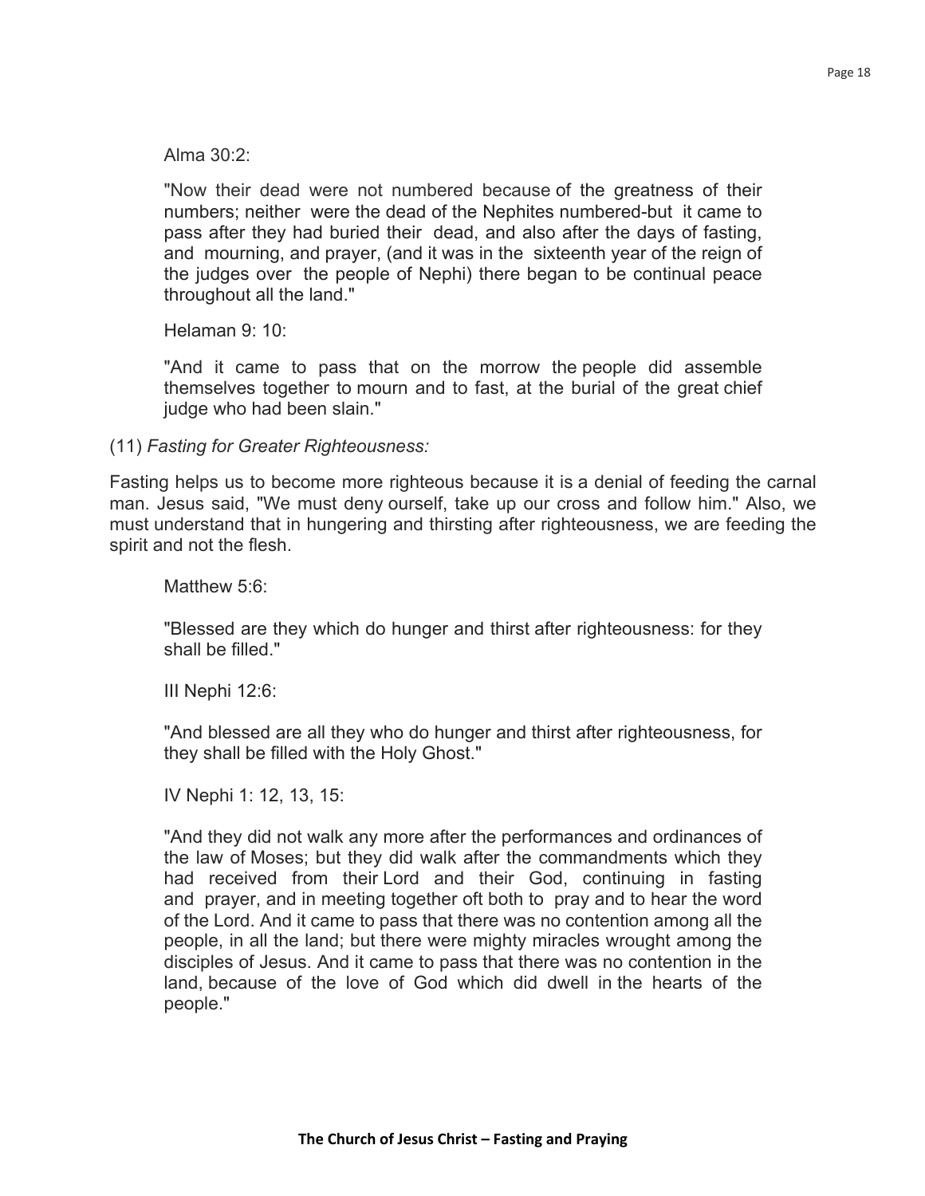Alma 30:2:

"Now their dead were not numbered because of the greatness of their numbers; neither were the dead of the Nephites numbered-but it came to pass after they had buried their dead, and also after the days of fasting, and mourning, and prayer, (and it was in the sixteenth year of the reign of the judges over the people of Nephi) there began to be continual peace throughout all the land."

Helaman 9: 10:

"And it came to pass that on the morrow the people did assemble themselves together to mourn and to fast, at the burial of the great chief judge who had been slain."

(11) *Fasting for Greater Righteousness:*

Fasting helps us to become more righteous because it is a denial of feeding the carnal man. Jesus said, "We must deny ourself, take up our cross and follow him." Also, we must understand that in hungering and thirsting after righteousness, we are feeding the spirit and not the flesh.

Matthew 5:6:

"Blessed are they which do hunger and thirst after righteousness: for they shall be filled."

III Nephi 12:6:

"And blessed are all they who do hunger and thirst after righteousness, for they shall be filled with the Holy Ghost."

IV Nephi 1: 12, 13, 15:

"And they did not walk any more after the performances and ordinances of the law of Moses; but they did walk after the commandments which they had received from their Lord and their God, continuing in fasting and prayer, and in meeting together oft both to pray and to hear the word of the Lord. And it came to pass that there was no contention among all the people, in all the land; but there were mighty miracles wrought among the disciples of Jesus. And it came to pass that there was no contention in the land, because of the love of God which did dwell in the hearts of the people."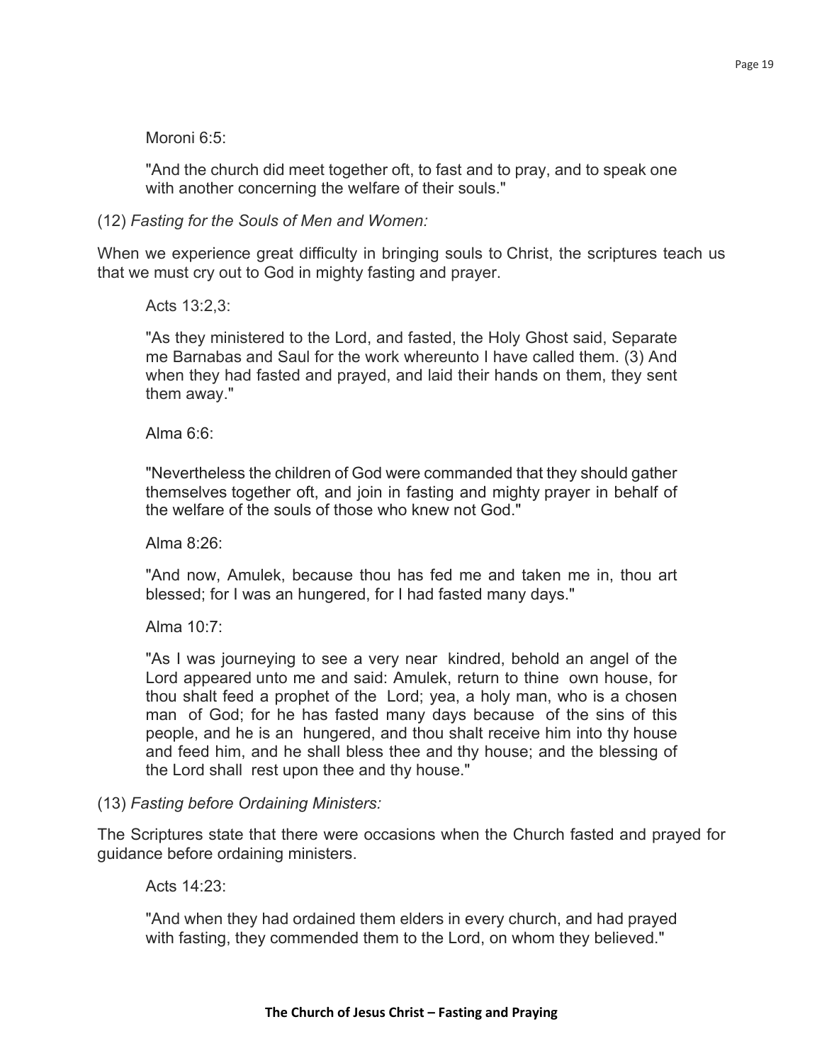Moroni 6:5:

"And the church did meet together oft, to fast and to pray, and to speak one with another concerning the welfare of their souls."

(12) *Fasting for the Souls of Men and Women:*

When we experience great difficulty in bringing souls to Christ, the scriptures teach us that we must cry out to God in mighty fasting and prayer.

Acts 13:2,3:

"As they ministered to the Lord, and fasted, the Holy Ghost said, Separate me Barnabas and Saul for the work whereunto I have called them. (3) And when they had fasted and prayed, and laid their hands on them, they sent them away."

Alma 6:6:

"Nevertheless the children of God were commanded that they should gather themselves together oft, and join in fasting and mighty prayer in behalf of the welfare of the souls of those who knew not God."

Alma 8:26:

"And now, Amulek, because thou has fed me and taken me in, thou art blessed; for I was an hungered, for I had fasted many days."

Alma 10:7:

"As I was journeying to see a very near kindred, behold an angel of the Lord appeared unto me and said: Amulek, return to thine own house, for thou shalt feed a prophet of the Lord; yea, a holy man, who is a chosen man of God; for he has fasted many days because of the sins of this people, and he is an hungered, and thou shalt receive him into thy house and feed him, and he shall bless thee and thy house; and the blessing of the Lord shall rest upon thee and thy house."

(13) *Fasting before Ordaining Ministers:*

The Scriptures state that there were occasions when the Church fasted and prayed for guidance before ordaining ministers.

Acts 14:23:

"And when they had ordained them elders in every church, and had prayed with fasting, they commended them to the Lord, on whom they believed."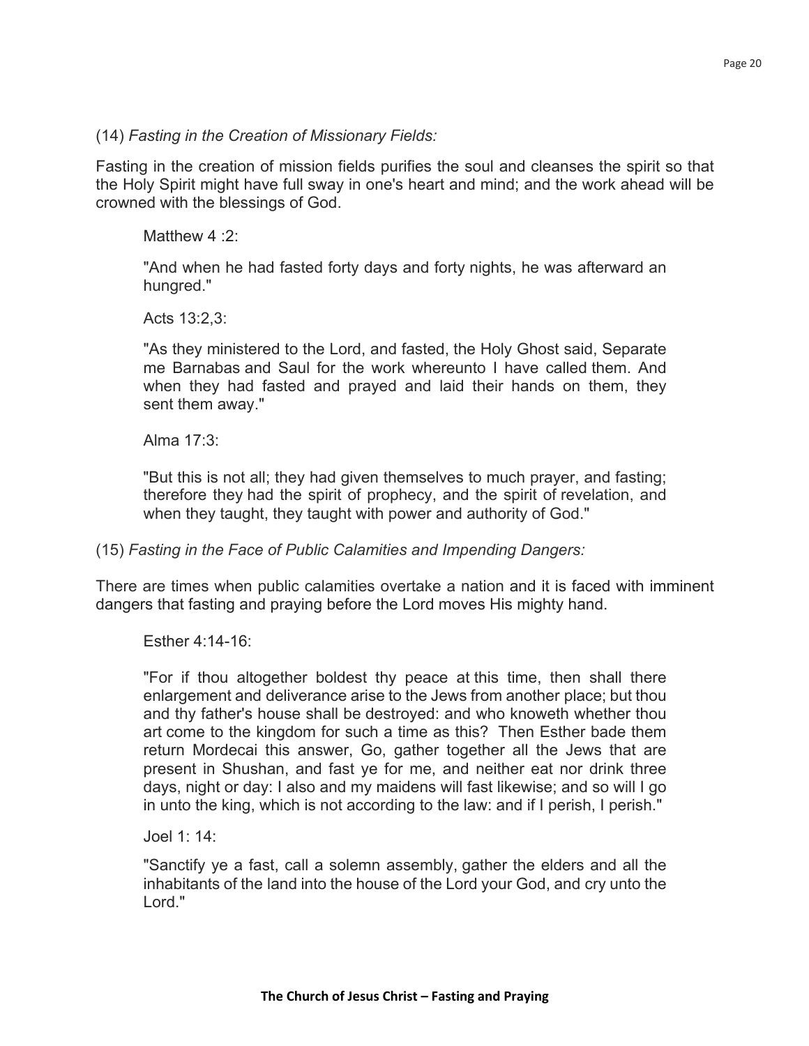(14) *Fasting in the Creation of Missionary Fields:*

Fasting in the creation of mission fields purifies the soul and cleanses the spirit so that the Holy Spirit might have full sway in one's heart and mind; and the work ahead will be crowned with the blessings of God.

> Matthew 4 :2:
>
> "And when he had fasted forty days and forty nights, he was afterward an hungred."
>
> Acts 13:2,3:
>
> "As they ministered to the Lord, and fasted, the Holy Ghost said, Separate me Barnabas and Saul for the work whereunto I have called them. And when they had fasted and prayed and laid their hands on them, they sent them away."
>
> Alma 17:3:
>
> "But this is not all; they had given themselves to much prayer, and fasting; therefore they had the spirit of prophecy, and the spirit of revelation, and when they taught, they taught with power and authority of God."

(15) *Fasting in the Face of Public Calamities and Impending Dangers:*

There are times when public calamities overtake a nation and it is faced with imminent dangers that fasting and praying before the Lord moves His mighty hand.

> Esther 4:14-16:
>
> "For if thou altogether boldest thy peace at this time, then shall there enlargement and deliverance arise to the Jews from another place; but thou and thy father's house shall be destroyed: and who knoweth whether thou art come to the kingdom for such a time as this? Then Esther bade them return Mordecai this answer, Go, gather together all the Jews that are present in Shushan, and fast ye for me, and neither eat nor drink three days, night or day: I also and my maidens will fast likewise; and so will I go in unto the king, which is not according to the law: and if I perish, I perish."
>
> Joel 1: 14:
>
> "Sanctify ye a fast, call a solemn assembly, gather the elders and all the inhabitants of the land into the house of the Lord your God, and cry unto the Lord."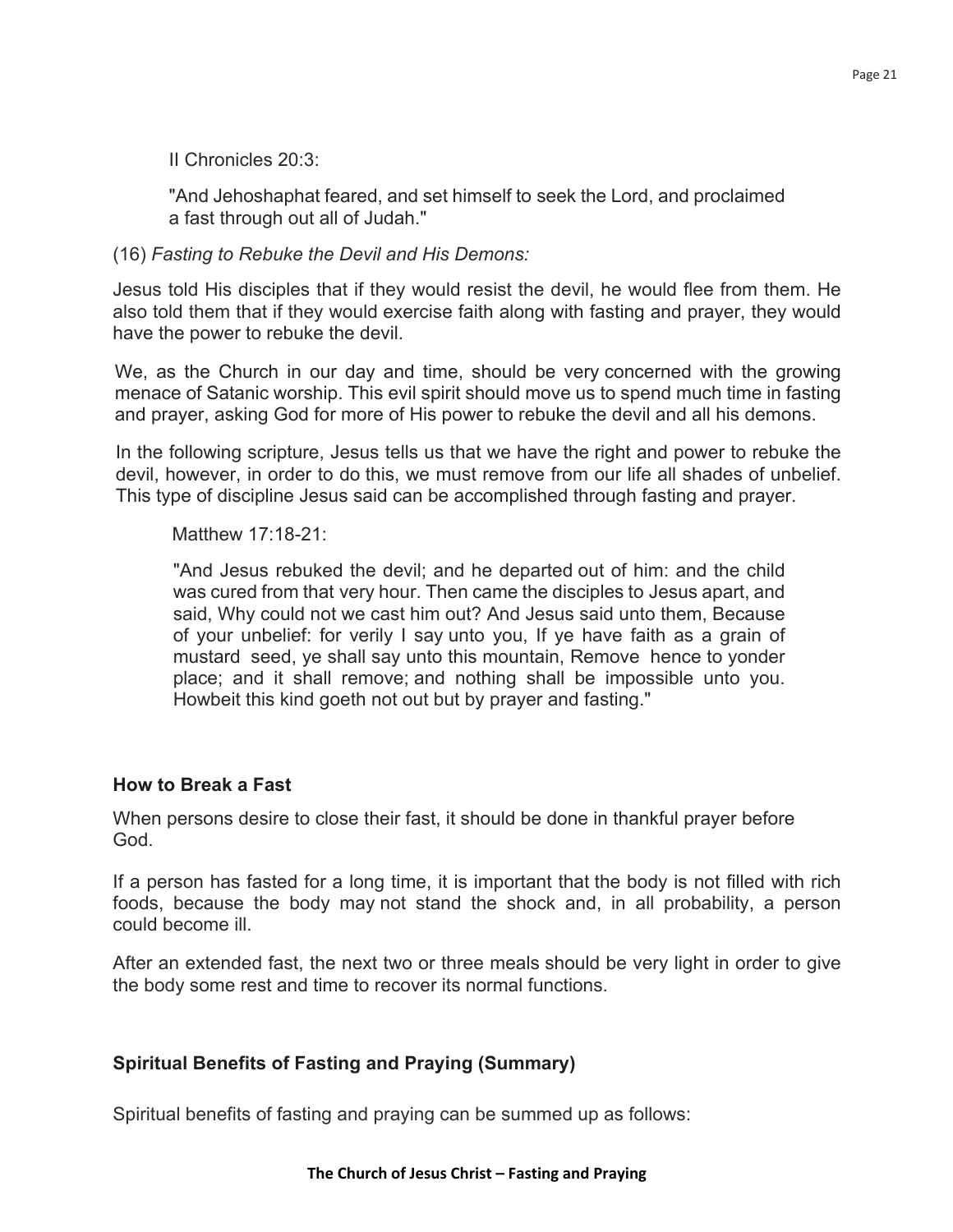II Chronicles 20:3:

"And Jehoshaphat feared, and set himself to seek the Lord, and proclaimed a fast through out all of Judah."

(16) *Fasting to Rebuke the Devil and His Demons:*

Jesus told His disciples that if they would resist the devil, he would flee from them. He also told them that if they would exercise faith along with fasting and prayer, they would have the power to rebuke the devil.

We, as the Church in our day and time, should be very concerned with the growing menace of Satanic worship. This evil spirit should move us to spend much time in fasting and prayer, asking God for more of His power to rebuke the devil and all his demons.

In the following scripture, Jesus tells us that we have the right and power to rebuke the devil, however, in order to do this, we must remove from our life all shades of unbelief. This type of discipline Jesus said can be accomplished through fasting and prayer.

Matthew 17:18-21:

"And Jesus rebuked the devil; and he departed out of him: and the child was cured from that very hour. Then came the disciples to Jesus apart, and said, Why could not we cast him out? And Jesus said unto them, Because of your unbelief: for verily I say unto you, If ye have faith as a grain of mustard seed, ye shall say unto this mountain, Remove hence to yonder place; and it shall remove; and nothing shall be impossible unto you. Howbeit this kind goeth not out but by prayer and fasting."

### How to Break a Fast

When persons desire to close their fast, it should be done in thankful prayer before God.

If a person has fasted for a long time, it is important that the body is not filled with rich foods, because the body may not stand the shock and, in all probability, a person could become ill.

After an extended fast, the next two or three meals should be very light in order to give the body some rest and time to recover its normal functions.

### Spiritual Benefits of Fasting and Praying (Summary)

Spiritual benefits of fasting and praying can be summed up as follows: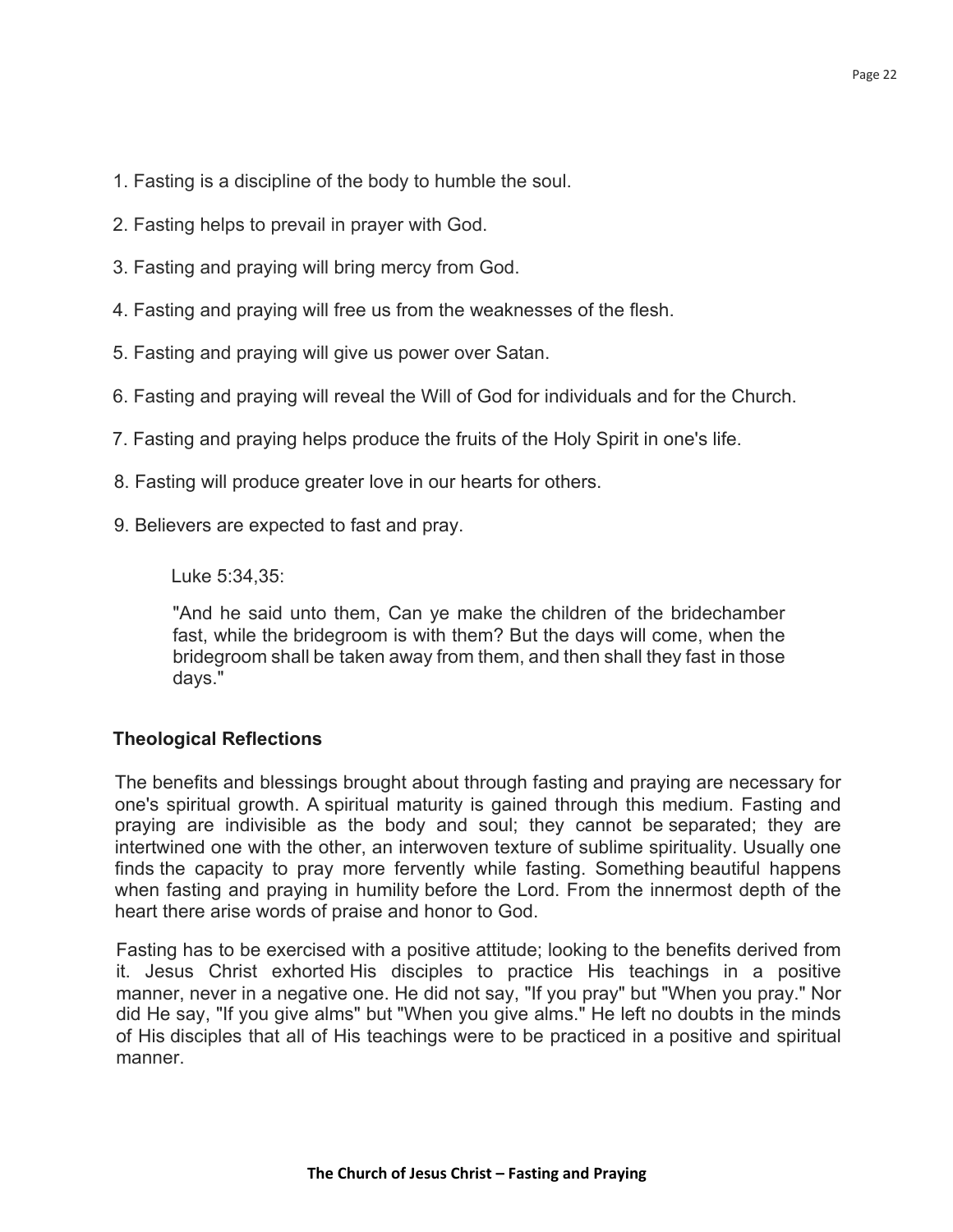1. Fasting is a discipline of the body to humble the soul.
2. Fasting helps to prevail in prayer with God.
3. Fasting and praying will bring mercy from God.
4. Fasting and praying will free us from the weaknesses of the flesh.
5. Fasting and praying will give us power over Satan.
6. Fasting and praying will reveal the Will of God for individuals and for the Church.
7. Fasting and praying helps produce the fruits of the Holy Spirit in one's life.
8. Fasting will produce greater love in our hearts for others.
9. Believers are expected to fast and pray.

> Luke 5:34,35:
>
> "And he said unto them, Can ye make the children of the bridechamber fast, while the bridegroom is with them? But the days will come, when the bridegroom shall be taken away from them, and then shall they fast in those days."

## Theological Reflections

The benefits and blessings brought about through fasting and praying are necessary for one's spiritual growth. A spiritual maturity is gained through this medium. Fasting and praying are indivisible as the body and soul; they cannot be separated; they are intertwined one with the other, an interwoven texture of sublime spirituality. Usually one finds the capacity to pray more fervently while fasting. Something beautiful happens when fasting and praying in humility before the Lord. From the innermost depth of the heart there arise words of praise and honor to God.

Fasting has to be exercised with a positive attitude; looking to the benefits derived from it. Jesus Christ exhorted His disciples to practice His teachings in a positive manner, never in a negative one. He did not say, "If you pray" but "When you pray." Nor did He say, "If you give alms" but "When you give alms." He left no doubts in the minds of His disciples that all of His teachings were to be practiced in a positive and spiritual manner.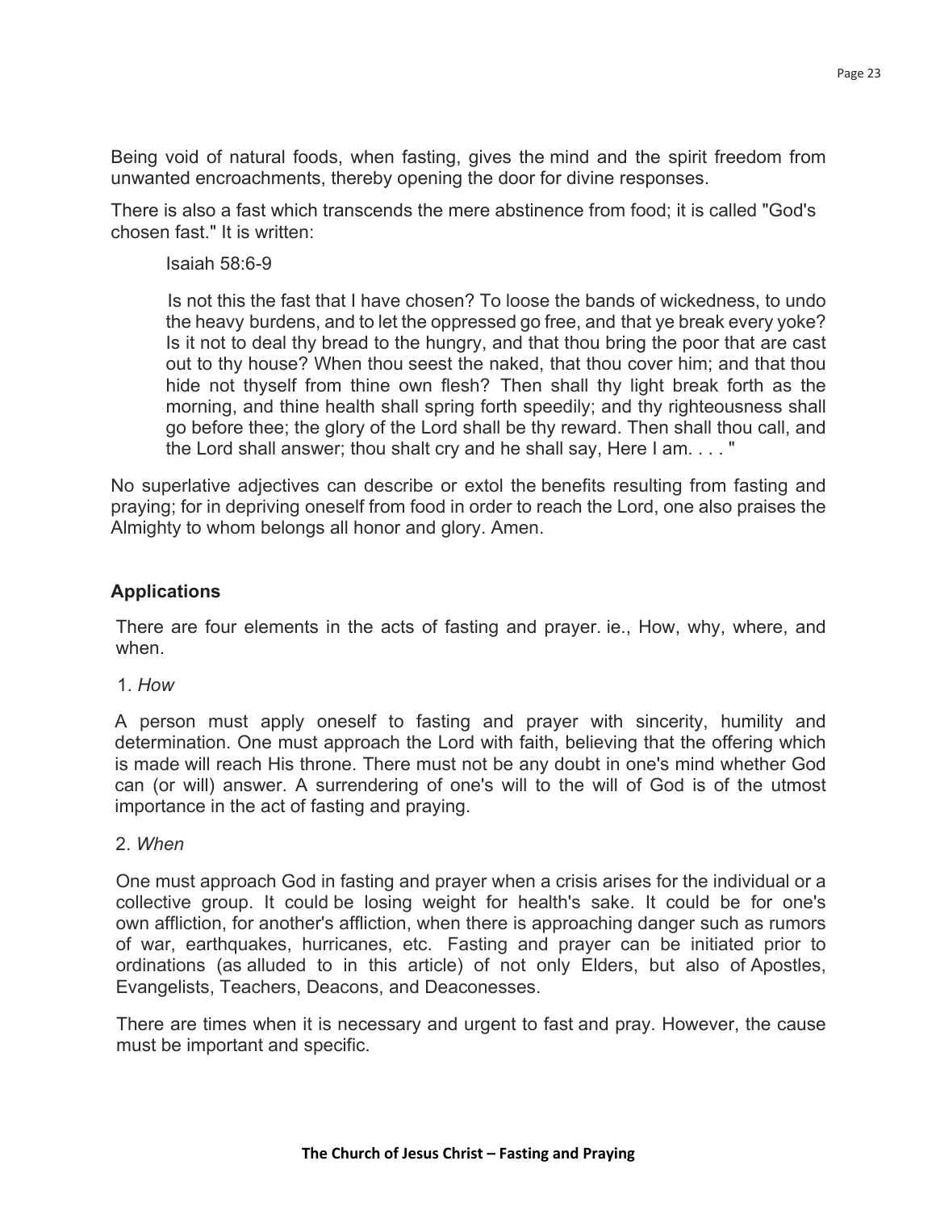Being void of natural foods, when fasting, gives the mind and the spirit freedom from unwanted encroachments, thereby opening the door for divine responses.

There is also a fast which transcends the mere abstinence from food; it is called "God's chosen fast." It is written:

> Isaiah 58:6-9
>
> Is not this the fast that I have chosen? To loose the bands of wickedness, to undo the heavy burdens, and to let the oppressed go free, and that ye break every yoke? Is it not to deal thy bread to the hungry, and that thou bring the poor that are cast out to thy house? When thou seest the naked, that thou cover him; and that thou hide not thyself from thine own flesh? Then shall thy light break forth as the morning, and thine health shall spring forth speedily; and thy righteousness shall go before thee; the glory of the Lord shall be thy reward. Then shall thou call, and the Lord shall answer; thou shalt cry and he shall say, Here I am. . . . "

No superlative adjectives can describe or extol the benefits resulting from fasting and praying; for in depriving oneself from food in order to reach the Lord, one also praises the Almighty to whom belongs all honor and glory. Amen.

### Applications

There are four elements in the acts of fasting and prayer. ie., How, why, where, and when.

1. *How*

A person must apply oneself to fasting and prayer with sincerity, humility and determination. One must approach the Lord with faith, believing that the offering which is made will reach His throne. There must not be any doubt in one's mind whether God can (or will) answer. A surrendering of one's will to the will of God is of the utmost importance in the act of fasting and praying.

2. *When*

One must approach God in fasting and prayer when a crisis arises for the individual or a collective group. It could be losing weight for health's sake. It could be for one's own affliction, for another's affliction, when there is approaching danger such as rumors of war, earthquakes, hurricanes, etc. Fasting and prayer can be initiated prior to ordinations (as alluded to in this article) of not only Elders, but also of Apostles, Evangelists, Teachers, Deacons, and Deaconesses.

There are times when it is necessary and urgent to fast and pray. However, the cause must be important and specific.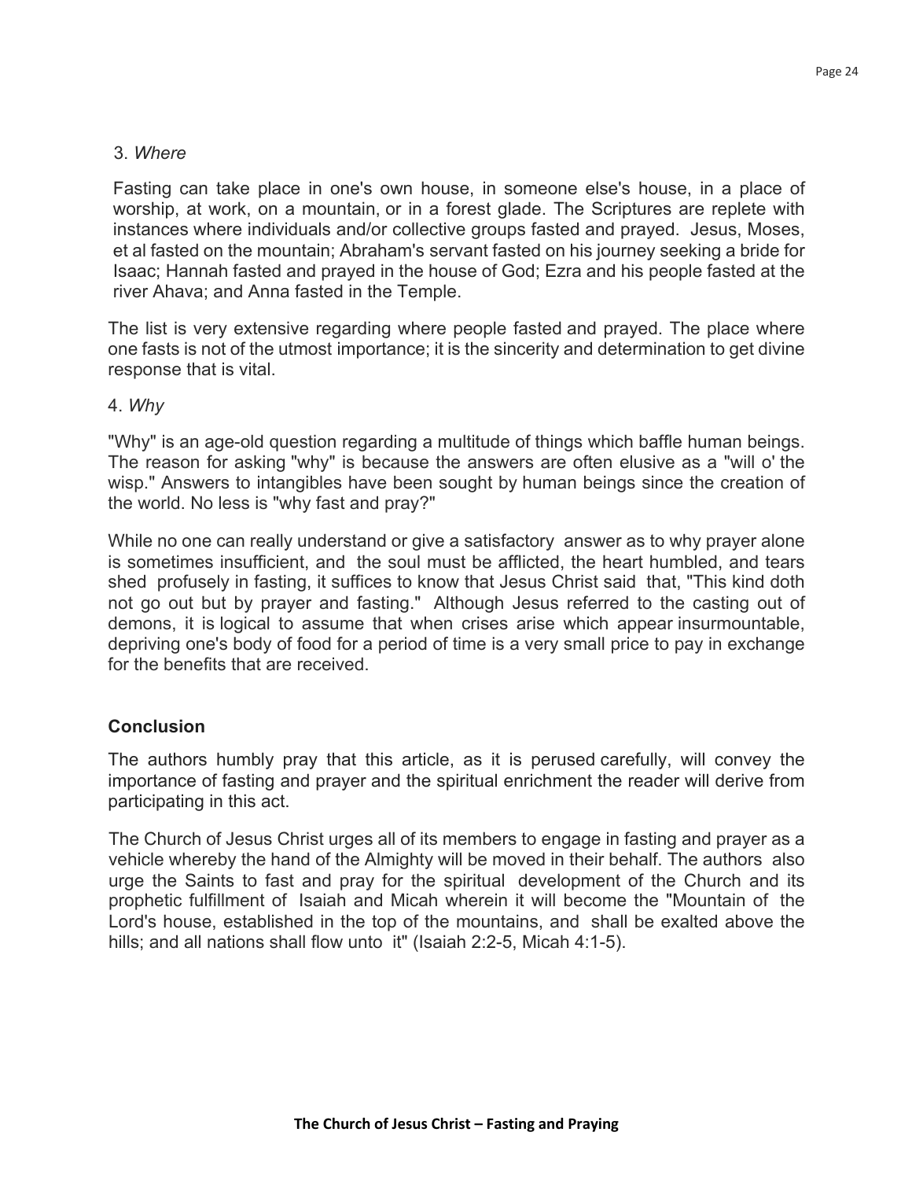3. *Where*

Fasting can take place in one's own house, in someone else's house, in a place of worship, at work, on a mountain, or in a forest glade. The Scriptures are replete with instances where individuals and/or collective groups fasted and prayed. Jesus, Moses, et al fasted on the mountain; Abraham's servant fasted on his journey seeking a bride for Isaac; Hannah fasted and prayed in the house of God; Ezra and his people fasted at the river Ahava; and Anna fasted in the Temple.

The list is very extensive regarding where people fasted and prayed. The place where one fasts is not of the utmost importance; it is the sincerity and determination to get divine response that is vital.

4. *Why*

"Why" is an age-old question regarding a multitude of things which baffle human beings. The reason for asking "why" is because the answers are often elusive as a "will o' the wisp." Answers to intangibles have been sought by human beings since the creation of the world. No less is "why fast and pray?"

While no one can really understand or give a satisfactory answer as to why prayer alone is sometimes insufficient, and the soul must be afflicted, the heart humbled, and tears shed profusely in fasting, it suffices to know that Jesus Christ said that, "This kind doth not go out but by prayer and fasting." Although Jesus referred to the casting out of demons, it is logical to assume that when crises arise which appear insurmountable, depriving one's body of food for a period of time is a very small price to pay in exchange for the benefits that are received.

## Conclusion

The authors humbly pray that this article, as it is perused carefully, will convey the importance of fasting and prayer and the spiritual enrichment the reader will derive from participating in this act.

The Church of Jesus Christ urges all of its members to engage in fasting and prayer as a vehicle whereby the hand of the Almighty will be moved in their behalf. The authors also urge the Saints to fast and pray for the spiritual development of the Church and its prophetic fulfillment of Isaiah and Micah wherein it will become the "Mountain of the Lord's house, established in the top of the mountains, and shall be exalted above the hills; and all nations shall flow unto it" (Isaiah 2:2-5, Micah 4:1-5).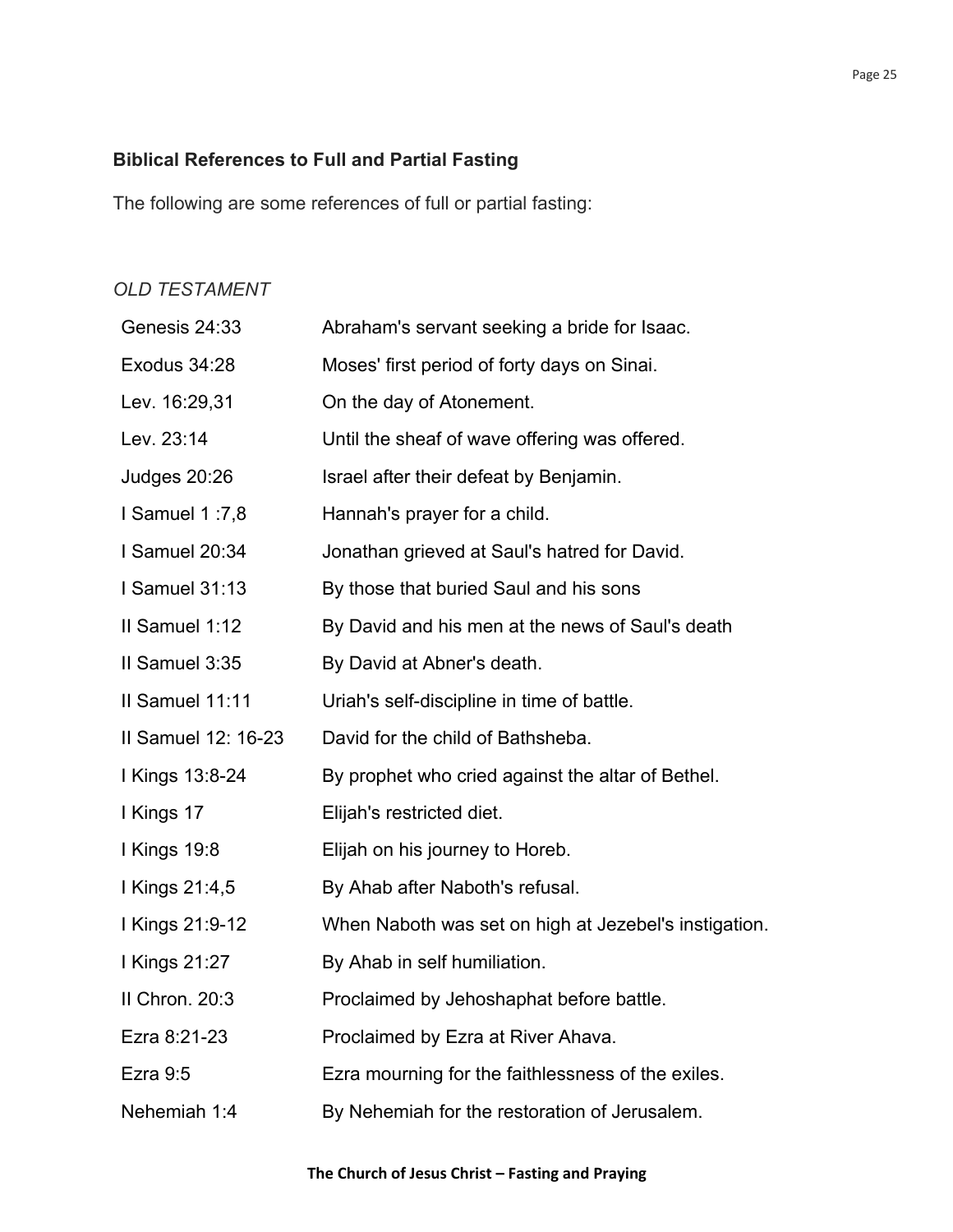### Biblical References to Full and Partial Fasting

The following are some references of full or partial fasting:

*OLD TESTAMENT*

| | |
|---|---|
| Genesis 24:33 | Abraham's servant seeking a bride for Isaac. |
| Exodus 34:28 | Moses' first period of forty days on Sinai. |
| Lev. 16:29,31 | On the day of Atonement. |
| Lev. 23:14 | Until the sheaf of wave offering was offered. |
| Judges 20:26 | Israel after their defeat by Benjamin. |
| I Samuel 1 :7,8 | Hannah's prayer for a child. |
| I Samuel 20:34 | Jonathan grieved at Saul's hatred for David. |
| I Samuel 31:13 | By those that buried Saul and his sons |
| II Samuel 1:12 | By David and his men at the news of Saul's death |
| II Samuel 3:35 | By David at Abner's death. |
| II Samuel 11:11 | Uriah's self-discipline in time of battle. |
| II Samuel 12: 16-23 | David for the child of Bathsheba. |
| I Kings 13:8-24 | By prophet who cried against the altar of Bethel. |
| I Kings 17 | Elijah's restricted diet. |
| I Kings 19:8 | Elijah on his journey to Horeb. |
| I Kings 21:4,5 | By Ahab after Naboth's refusal. |
| I Kings 21:9-12 | When Naboth was set on high at Jezebel's instigation. |
| I Kings 21:27 | By Ahab in self humiliation. |
| II Chron. 20:3 | Proclaimed by Jehoshaphat before battle. |
| Ezra 8:21-23 | Proclaimed by Ezra at River Ahava. |
| Ezra 9:5 | Ezra mourning for the faithlessness of the exiles. |
| Nehemiah 1:4 | By Nehemiah for the restoration of Jerusalem. |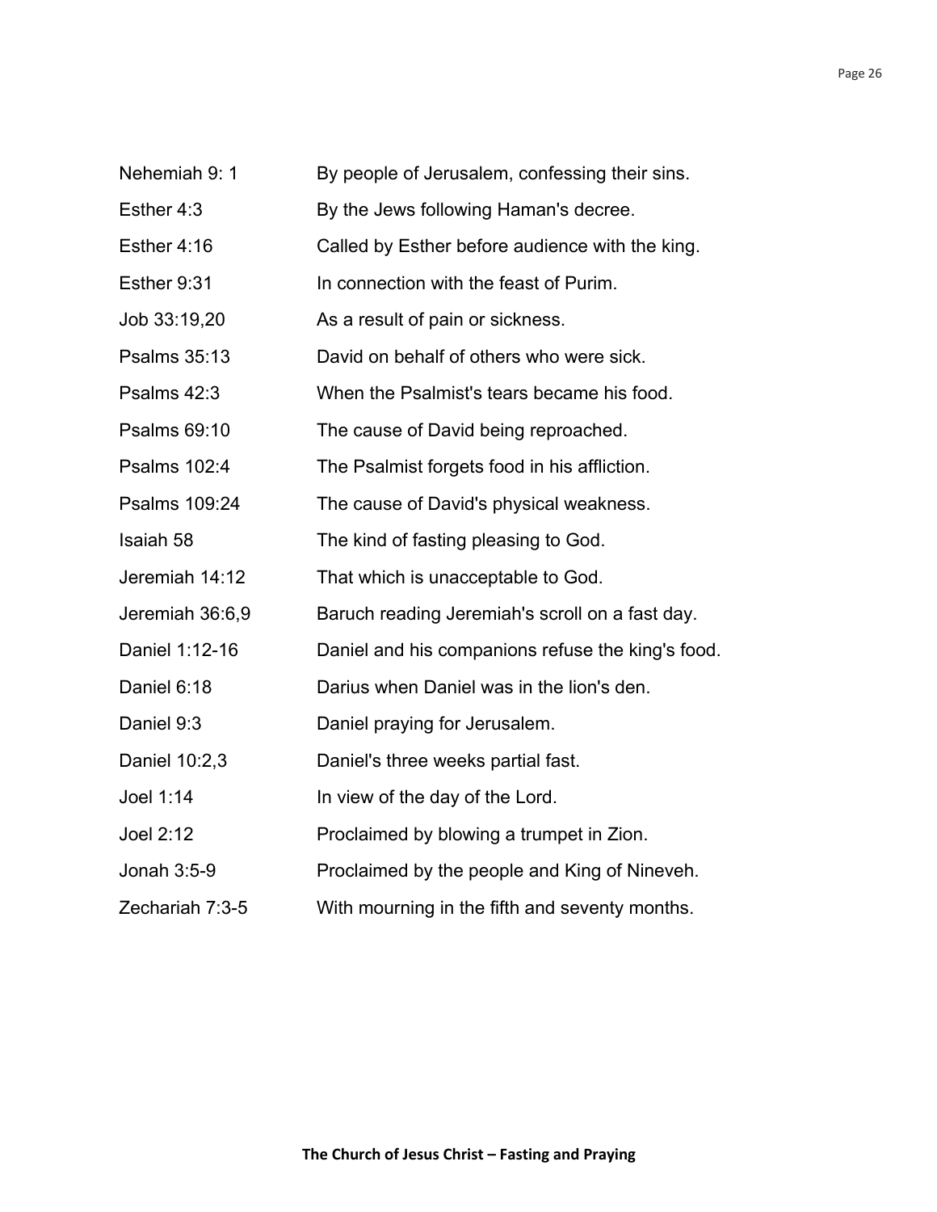| | |
|---|---|
| Nehemiah 9: 1 | By people of Jerusalem, confessing their sins. |
| Esther 4:3 | By the Jews following Haman's decree. |
| Esther 4:16 | Called by Esther before audience with the king. |
| Esther 9:31 | In connection with the feast of Purim. |
| Job 33:19,20 | As a result of pain or sickness. |
| Psalms 35:13 | David on behalf of others who were sick. |
| Psalms 42:3 | When the Psalmist's tears became his food. |
| Psalms 69:10 | The cause of David being reproached. |
| Psalms 102:4 | The Psalmist forgets food in his affliction. |
| Psalms 109:24 | The cause of David's physical weakness. |
| Isaiah 58 | The kind of fasting pleasing to God. |
| Jeremiah 14:12 | That which is unacceptable to God. |
| Jeremiah 36:6,9 | Baruch reading Jeremiah's scroll on a fast day. |
| Daniel 1:12-16 | Daniel and his companions refuse the king's food. |
| Daniel 6:18 | Darius when Daniel was in the lion's den. |
| Daniel 9:3 | Daniel praying for Jerusalem. |
| Daniel 10:2,3 | Daniel's three weeks partial fast. |
| Joel 1:14 | In view of the day of the Lord. |
| Joel 2:12 | Proclaimed by blowing a trumpet in Zion. |
| Jonah 3:5-9 | Proclaimed by the people and King of Nineveh. |
| Zechariah 7:3-5 | With mourning in the fifth and seventy months. |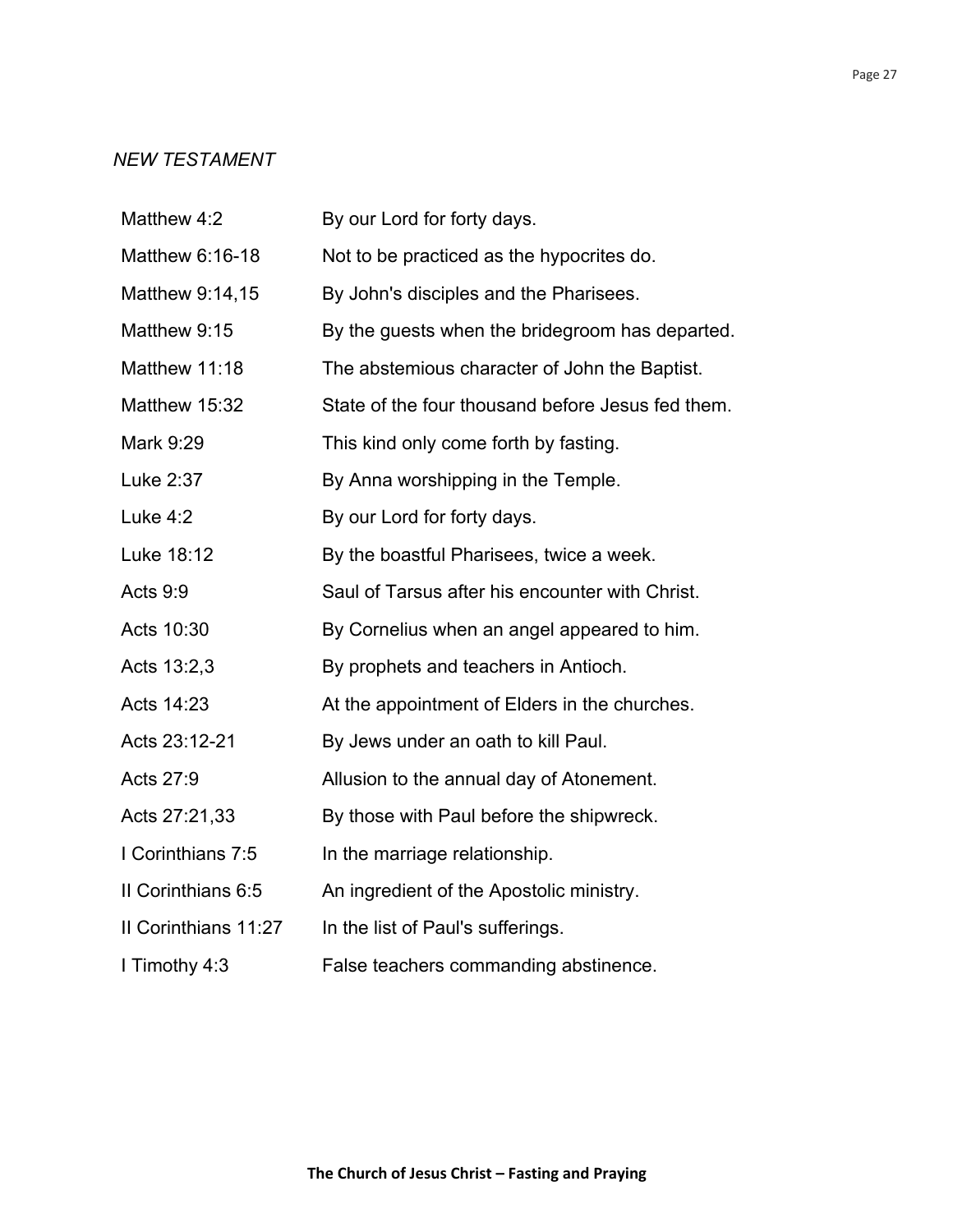*NEW TESTAMENT*

| | |
|---|---|
| Matthew 4:2 | By our Lord for forty days. |
| Matthew 6:16-18 | Not to be practiced as the hypocrites do. |
| Matthew 9:14,15 | By John's disciples and the Pharisees. |
| Matthew 9:15 | By the guests when the bridegroom has departed. |
| Matthew 11:18 | The abstemious character of John the Baptist. |
| Matthew 15:32 | State of the four thousand before Jesus fed them. |
| Mark 9:29 | This kind only come forth by fasting. |
| Luke 2:37 | By Anna worshipping in the Temple. |
| Luke 4:2 | By our Lord for forty days. |
| Luke 18:12 | By the boastful Pharisees, twice a week. |
| Acts 9:9 | Saul of Tarsus after his encounter with Christ. |
| Acts 10:30 | By Cornelius when an angel appeared to him. |
| Acts 13:2,3 | By prophets and teachers in Antioch. |
| Acts 14:23 | At the appointment of Elders in the churches. |
| Acts 23:12-21 | By Jews under an oath to kill Paul. |
| Acts 27:9 | Allusion to the annual day of Atonement. |
| Acts 27:21,33 | By those with Paul before the shipwreck. |
| I Corinthians 7:5 | In the marriage relationship. |
| II Corinthians 6:5 | An ingredient of the Apostolic ministry. |
| II Corinthians 11:27 | In the list of Paul's sufferings. |
| I Timothy 4:3 | False teachers commanding abstinence. |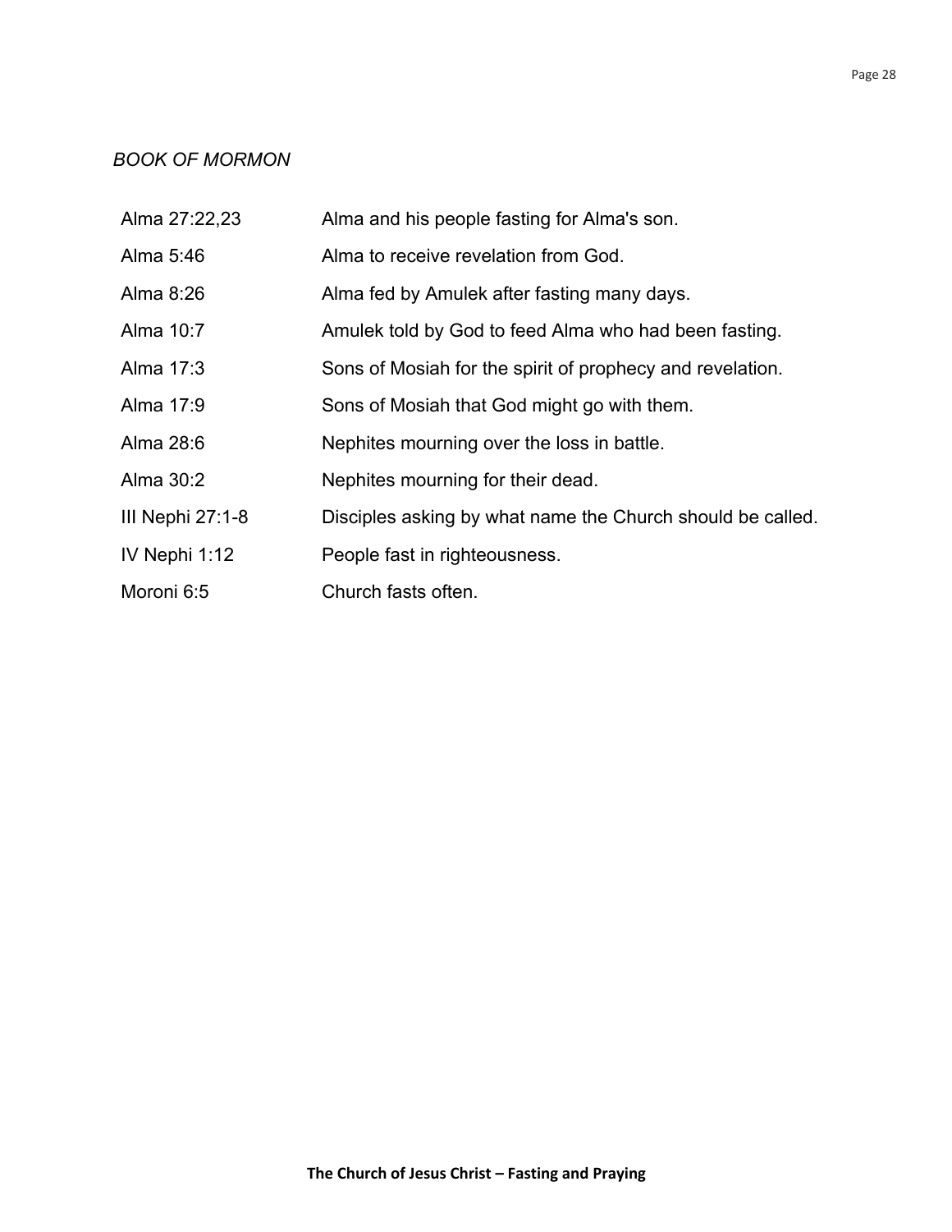*BOOK OF MORMON*

| | |
|---|---|
| Alma 27:22,23 | Alma and his people fasting for Alma's son. |
| Alma 5:46 | Alma to receive revelation from God. |
| Alma 8:26 | Alma fed by Amulek after fasting many days. |
| Alma 10:7 | Amulek told by God to feed Alma who had been fasting. |
| Alma 17:3 | Sons of Mosiah for the spirit of prophecy and revelation. |
| Alma 17:9 | Sons of Mosiah that God might go with them. |
| Alma 28:6 | Nephites mourning over the loss in battle. |
| Alma 30:2 | Nephites mourning for their dead. |
| III Nephi 27:1-8 | Disciples asking by what name the Church should be called. |
| IV Nephi 1:12 | People fast in righteousness. |
| Moroni 6:5 | Church fasts often. |